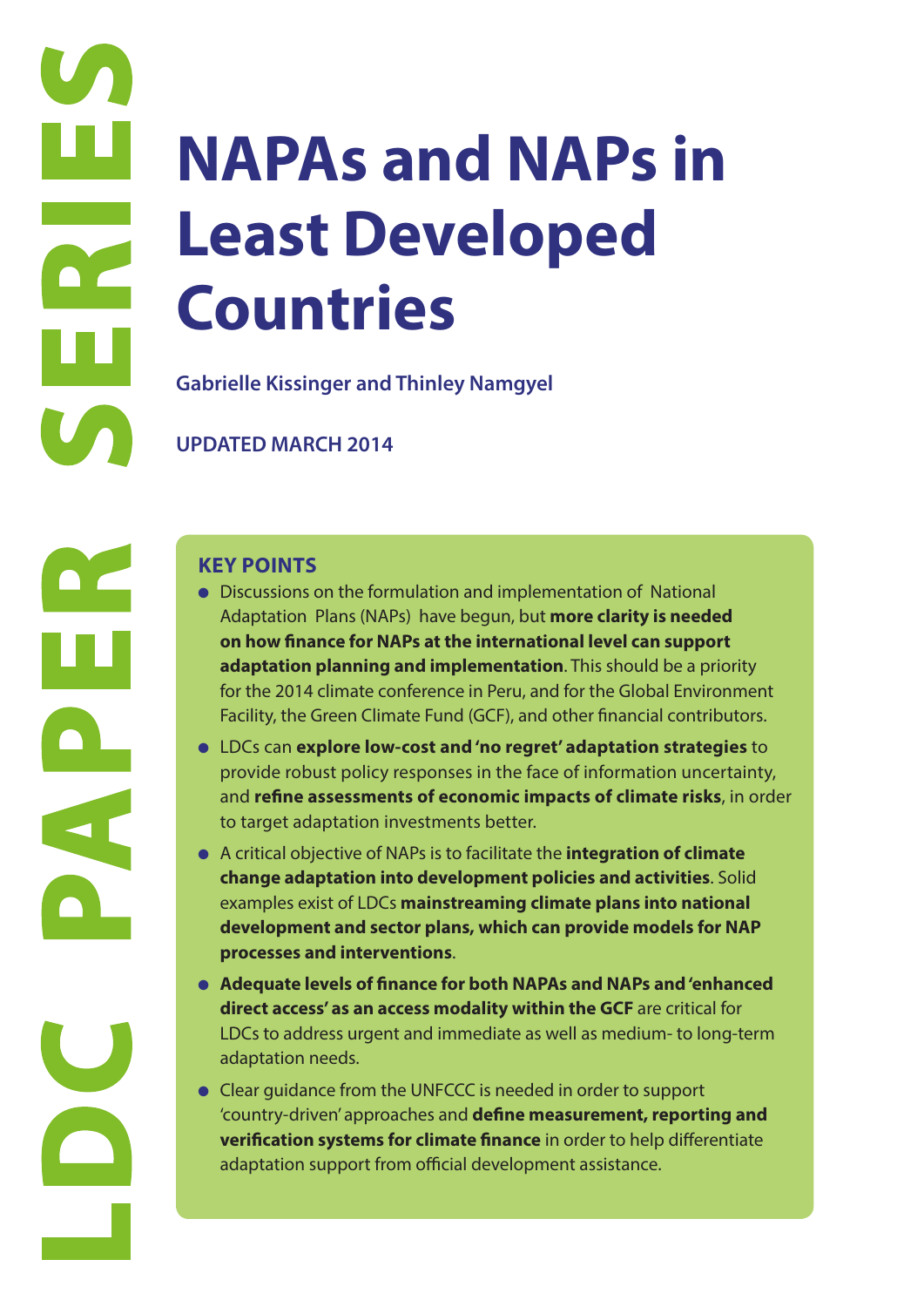LDC PAPER SERIES

# NAPAs and NAPs in Least Developed Countries

**Gabrielle Kissinger and Thinley Namgyel**

**UPDATED MARCH 2014**

## KEY POINTS

- Discussions on the formulation and implementation of National Adaptation Plans (NAPs) have begun, but **more clarity is needed on how finance for NAPs at the international level can support adaptation planning and implementation**. This should be a priority for the 2014 climate conference in Peru, and for the Global Environment Facility, the Green Climate Fund (GCF), and other financial contributors.
- LDCs can **explore low-cost and 'no regret' adaptation strategies** to provide robust policy responses in the face of information uncertainty, and **refine assessments of economic impacts of climate risks**, in order to target adaptation investments better.
- A critical objective of NAPs is to facilitate the **integration of climate change adaptation into development policies and activities**. Solid examples exist of LDCs **mainstreaming climate plans into national development and sector plans, which can provide models for NAP processes and interventions**.
- **Adequate levels of finance for both NAPAs and NAPs and 'enhanced direct access' as an access modality within the GCF** are critical for LDCs to address urgent and immediate as well as medium- to long-term adaptation needs.
- Clear guidance from the UNFCCC is needed in order to support 'country-driven' approaches and **define measurement, reporting and verification systems for climate finance** in order to help differentiate adaptation support from official development assistance.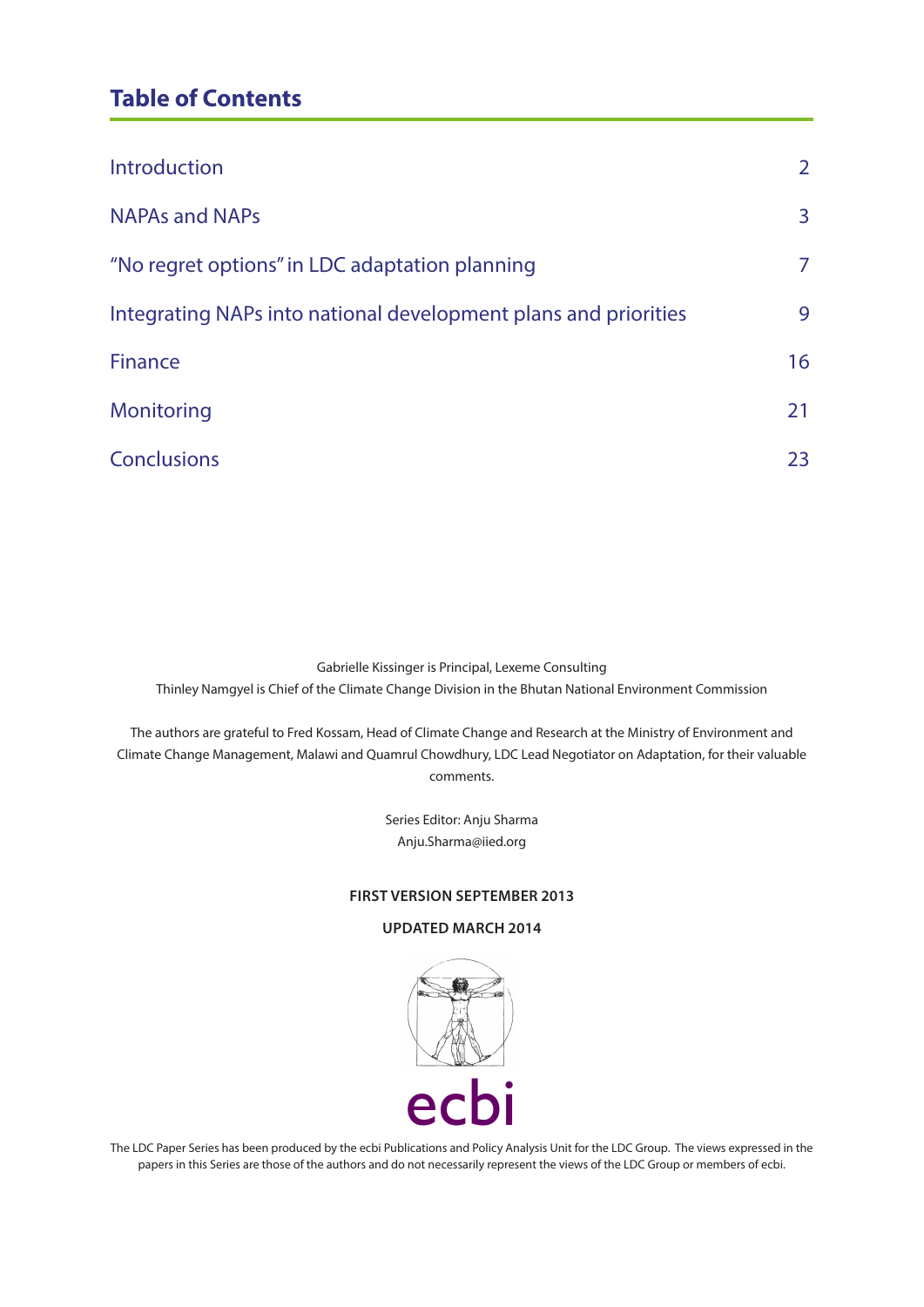## Table of Contents

| | |
|---|---|
| Introduction | 2 |
| NAPAs and NAPs | 3 |
| "No regret options" in LDC adaptation planning | 7 |
| Integrating NAPs into national development plans and priorities | 9 |
| Finance | 16 |
| Monitoring | 21 |
| Conclusions | 23 |

Gabrielle Kissinger is Principal, Lexeme Consulting

Thinley Namgyel is Chief of the Climate Change Division in the Bhutan National Environment Commission

The authors are grateful to Fred Kossam, Head of Climate Change and Research at the Ministry of Environment and Climate Change Management, Malawi and Quamrul Chowdhury, LDC Lead Negotiator on Adaptation, for their valuable comments.

Series Editor: Anju Sharma
Anju.Sharma@iied.org

**FIRST VERSION SEPTEMBER 2013**

**UPDATED MARCH 2014**

ecbi

The LDC Paper Series has been produced by the ecbi Publications and Policy Analysis Unit for the LDC Group. The views expressed in the papers in this Series are those of the authors and do not necessarily represent the views of the LDC Group or members of ecbi.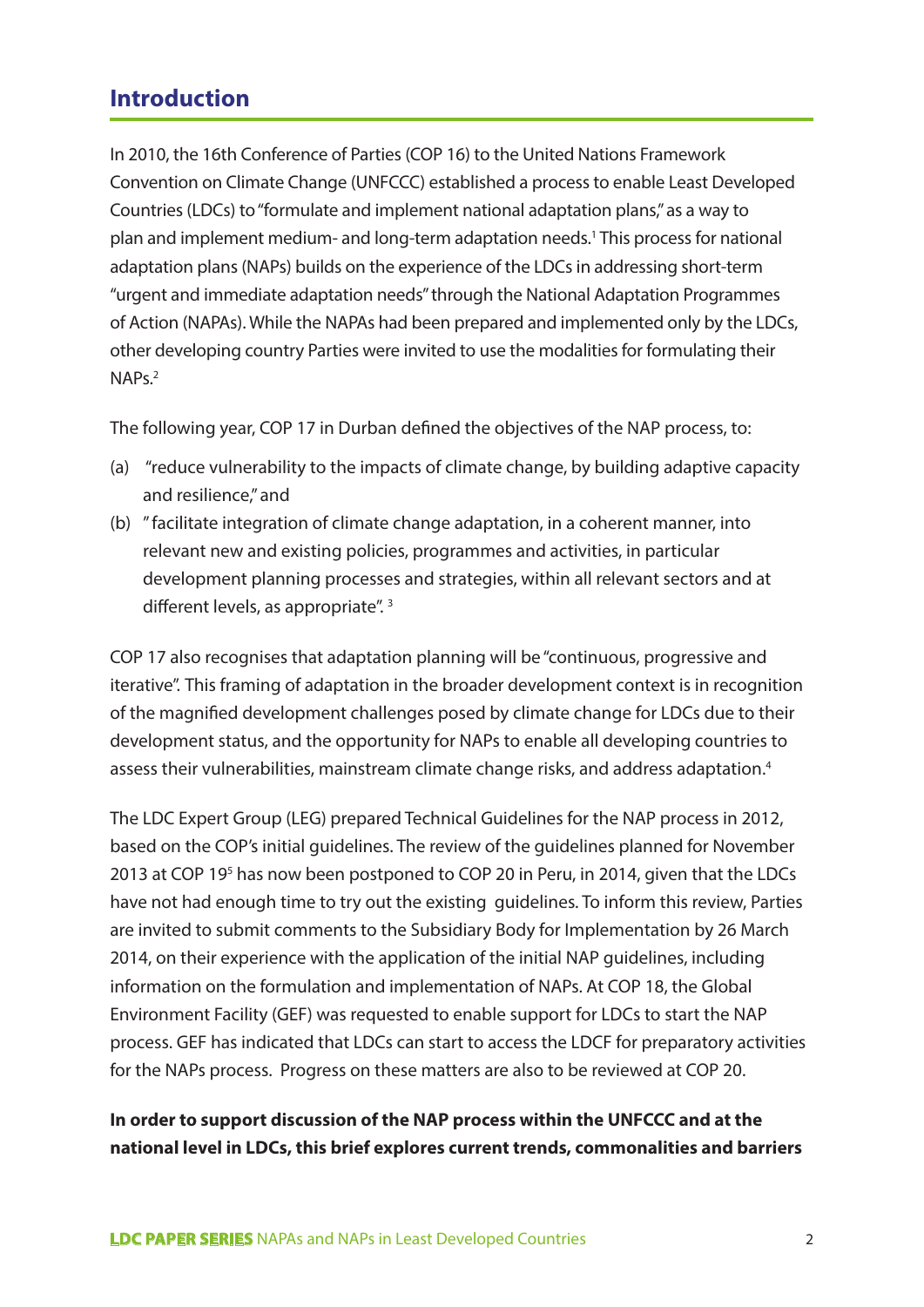## Introduction

In 2010, the 16th Conference of Parties (COP 16) to the United Nations Framework Convention on Climate Change (UNFCCC) established a process to enable Least Developed Countries (LDCs) to "formulate and implement national adaptation plans," as a way to plan and implement medium- and long-term adaptation needs.[1] This process for national adaptation plans (NAPs) builds on the experience of the LDCs in addressing short-term "urgent and immediate adaptation needs" through the National Adaptation Programmes of Action (NAPAs). While the NAPAs had been prepared and implemented only by the LDCs, other developing country Parties were invited to use the modalities for formulating their NAPs.[2]

The following year, COP 17 in Durban defined the objectives of the NAP process, to:

(a) "reduce vulnerability to the impacts of climate change, by building adaptive capacity and resilience," and

(b) "facilitate integration of climate change adaptation, in a coherent manner, into relevant new and existing policies, programmes and activities, in particular development planning processes and strategies, within all relevant sectors and at different levels, as appropriate".[3]

COP 17 also recognises that adaptation planning will be "continuous, progressive and iterative". This framing of adaptation in the broader development context is in recognition of the magnified development challenges posed by climate change for LDCs due to their development status, and the opportunity for NAPs to enable all developing countries to assess their vulnerabilities, mainstream climate change risks, and address adaptation.[4]

The LDC Expert Group (LEG) prepared Technical Guidelines for the NAP process in 2012, based on the COP's initial guidelines. The review of the guidelines planned for November 2013 at COP 19[5] has now been postponed to COP 20 in Peru, in 2014, given that the LDCs have not had enough time to try out the existing guidelines. To inform this review, Parties are invited to submit comments to the Subsidiary Body for Implementation by 26 March 2014, on their experience with the application of the initial NAP guidelines, including information on the formulation and implementation of NAPs. At COP 18, the Global Environment Facility (GEF) was requested to enable support for LDCs to start the NAP process. GEF has indicated that LDCs can start to access the LDCF for preparatory activities for the NAPs process. Progress on these matters are also to be reviewed at COP 20.

**In order to support discussion of the NAP process within the UNFCCC and at the national level in LDCs, this brief explores current trends, commonalities and barriers**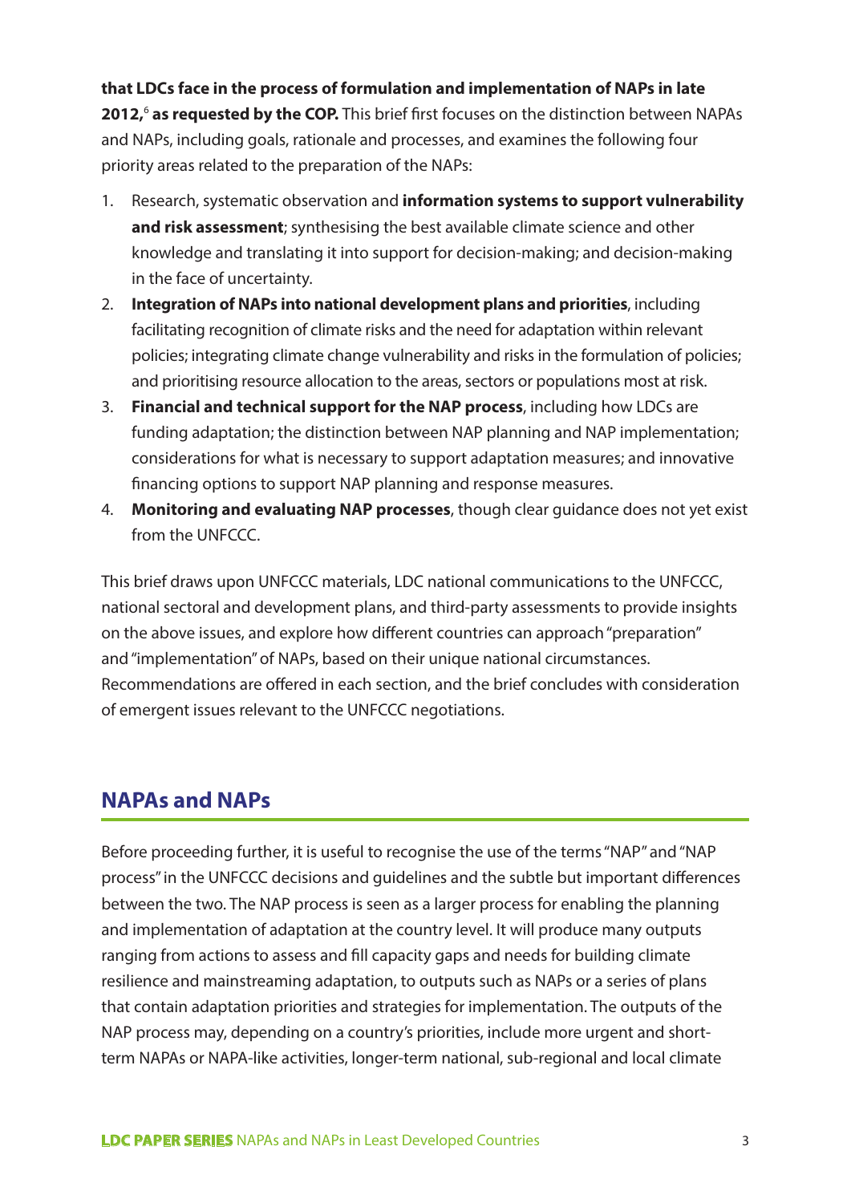**that LDCs face in the process of formulation and implementation of NAPs in late 2012,**[6] **as requested by the COP.** This brief first focuses on the distinction between NAPAs and NAPs, including goals, rationale and processes, and examines the following four priority areas related to the preparation of the NAPs:

1. Research, systematic observation and **information systems to support vulnerability and risk assessment**; synthesising the best available climate science and other knowledge and translating it into support for decision-making; and decision-making in the face of uncertainty.
2. **Integration of NAPs into national development plans and priorities**, including facilitating recognition of climate risks and the need for adaptation within relevant policies; integrating climate change vulnerability and risks in the formulation of policies; and prioritising resource allocation to the areas, sectors or populations most at risk.
3. **Financial and technical support for the NAP process**, including how LDCs are funding adaptation; the distinction between NAP planning and NAP implementation; considerations for what is necessary to support adaptation measures; and innovative financing options to support NAP planning and response measures.
4. **Monitoring and evaluating NAP processes**, though clear guidance does not yet exist from the UNFCCC.

This brief draws upon UNFCCC materials, LDC national communications to the UNFCCC, national sectoral and development plans, and third-party assessments to provide insights on the above issues, and explore how different countries can approach "preparation" and "implementation" of NAPs, based on their unique national circumstances. Recommendations are offered in each section, and the brief concludes with consideration of emergent issues relevant to the UNFCCC negotiations.

## NAPAs and NAPs

Before proceeding further, it is useful to recognise the use of the terms "NAP" and "NAP process" in the UNFCCC decisions and guidelines and the subtle but important differences between the two. The NAP process is seen as a larger process for enabling the planning and implementation of adaptation at the country level. It will produce many outputs ranging from actions to assess and fill capacity gaps and needs for building climate resilience and mainstreaming adaptation, to outputs such as NAPs or a series of plans that contain adaptation priorities and strategies for implementation. The outputs of the NAP process may, depending on a country's priorities, include more urgent and short-term NAPAs or NAPA-like activities, longer-term national, sub-regional and local climate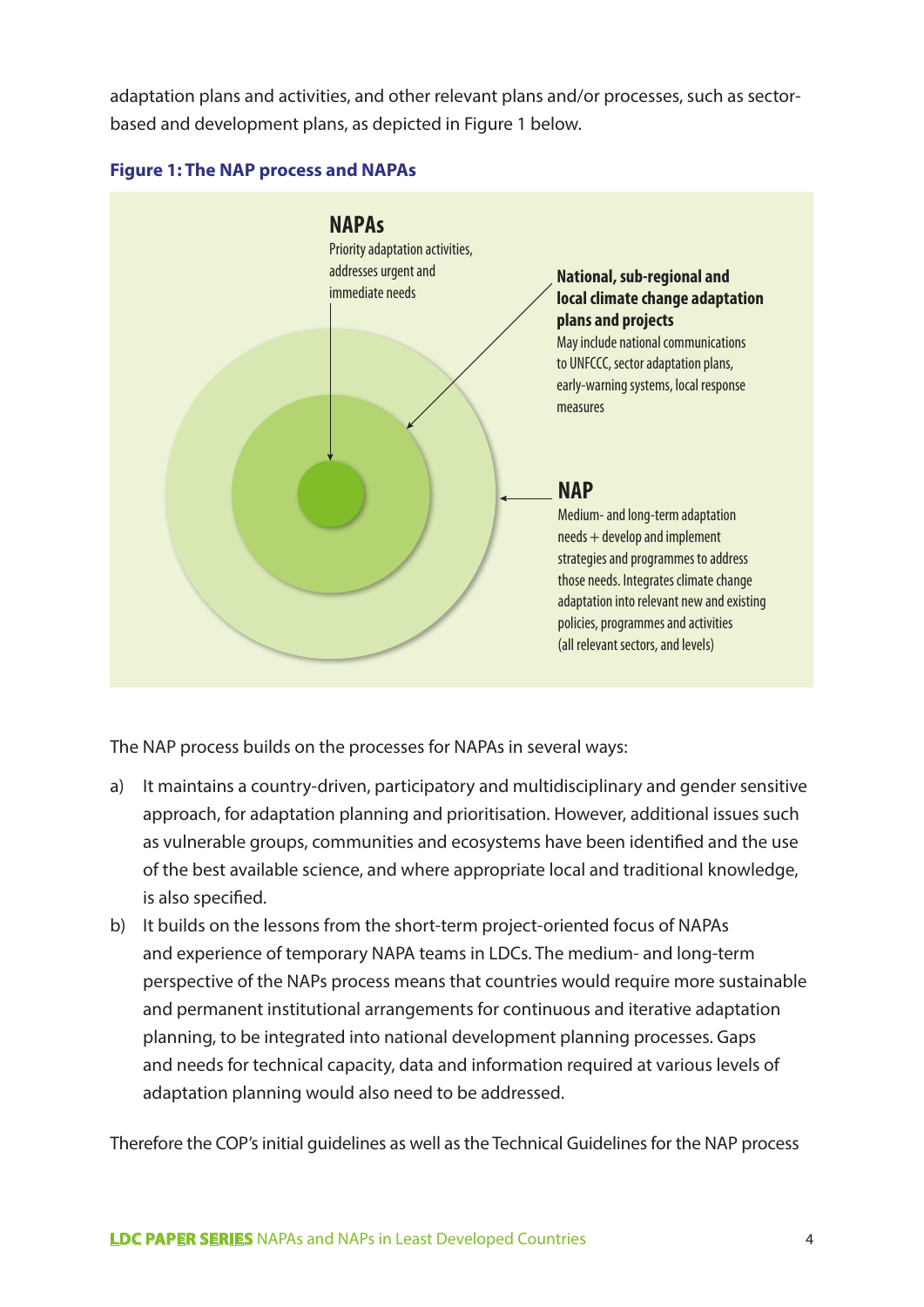adaptation plans and activities, and other relevant plans and/or processes, such as sector-based and development plans, as depicted in Figure 1 below.

**Figure 1: The NAP process and NAPAs**

**NAPAs**
Priority adaptation activities, addresses urgent and immediate needs

**National, sub-regional and local climate change adaptation plans and projects**
May include national communications to UNFCCC, sector adaptation plans, early-warning systems, local response measures

**NAP**
Medium- and long-term adaptation needs + develop and implement strategies and programmes to address those needs. Integrates climate change adaptation into relevant new and existing policies, programmes and activities (all relevant sectors, and levels)

The NAP process builds on the processes for NAPAs in several ways:

a) It maintains a country-driven, participatory and multidisciplinary and gender sensitive approach, for adaptation planning and prioritisation. However, additional issues such as vulnerable groups, communities and ecosystems have been identified and the use of the best available science, and where appropriate local and traditional knowledge, is also specified.

b) It builds on the lessons from the short-term project-oriented focus of NAPAs and experience of temporary NAPA teams in LDCs. The medium- and long-term perspective of the NAPs process means that countries would require more sustainable and permanent institutional arrangements for continuous and iterative adaptation planning, to be integrated into national development planning processes. Gaps and needs for technical capacity, data and information required at various levels of adaptation planning would also need to be addressed.

Therefore the COP's initial guidelines as well as the Technical Guidelines for the NAP process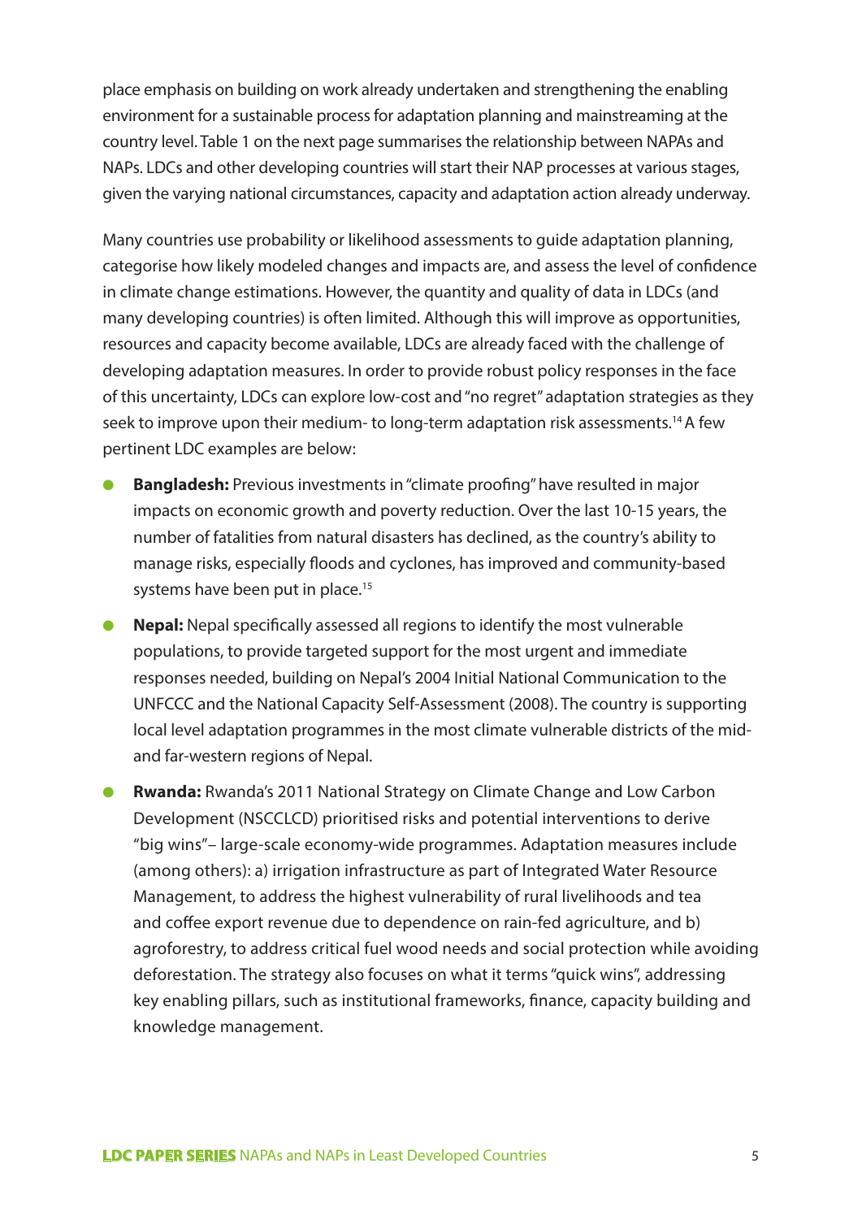place emphasis on building on work already undertaken and strengthening the enabling environment for a sustainable process for adaptation planning and mainstreaming at the country level. Table 1 on the next page summarises the relationship between NAPAs and NAPs. LDCs and other developing countries will start their NAP processes at various stages, given the varying national circumstances, capacity and adaptation action already underway.

Many countries use probability or likelihood assessments to guide adaptation planning, categorise how likely modeled changes and impacts are, and assess the level of confidence in climate change estimations. However, the quantity and quality of data in LDCs (and many developing countries) is often limited. Although this will improve as opportunities, resources and capacity become available, LDCs are already faced with the challenge of developing adaptation measures. In order to provide robust policy responses in the face of this uncertainty, LDCs can explore low-cost and "no regret" adaptation strategies as they seek to improve upon their medium- to long-term adaptation risk assessments.[14] A few pertinent LDC examples are below:

- **Bangladesh:** Previous investments in "climate proofing" have resulted in major impacts on economic growth and poverty reduction. Over the last 10-15 years, the number of fatalities from natural disasters has declined, as the country's ability to manage risks, especially floods and cyclones, has improved and community-based systems have been put in place.[15]
- **Nepal:** Nepal specifically assessed all regions to identify the most vulnerable populations, to provide targeted support for the most urgent and immediate responses needed, building on Nepal's 2004 Initial National Communication to the UNFCCC and the National Capacity Self-Assessment (2008). The country is supporting local level adaptation programmes in the most climate vulnerable districts of the mid- and far-western regions of Nepal.
- **Rwanda:** Rwanda's 2011 National Strategy on Climate Change and Low Carbon Development (NSCCLCD) prioritised risks and potential interventions to derive "big wins"– large-scale economy-wide programmes. Adaptation measures include (among others): a) irrigation infrastructure as part of Integrated Water Resource Management, to address the highest vulnerability of rural livelihoods and tea and coffee export revenue due to dependence on rain-fed agriculture, and b) agroforestry, to address critical fuel wood needs and social protection while avoiding deforestation. The strategy also focuses on what it terms "quick wins", addressing key enabling pillars, such as institutional frameworks, finance, capacity building and knowledge management.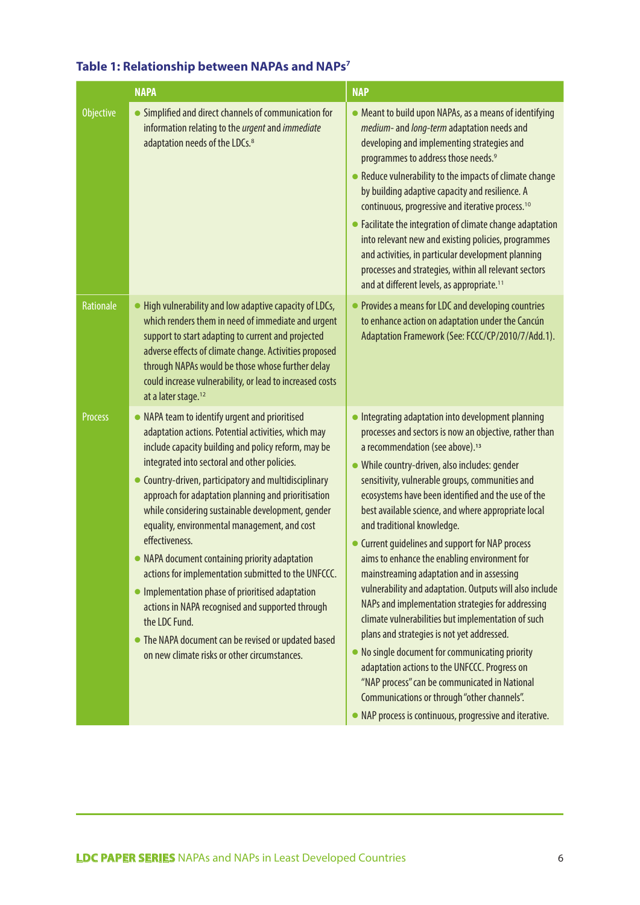**Table 1: Relationship between NAPAs and NAPs[7]**

| | NAPA | NAP |
|---|---|---|
| Objective | • Simplified and direct channels of communication for information relating to the *urgent* and *immediate* adaptation needs of the LDCs.[8] | • Meant to build upon NAPAs, as a means of identifying *medium*- and *long-term* adaptation needs and developing and implementing strategies and programmes to address those needs.[9]<br>• Reduce vulnerability to the impacts of climate change by building adaptive capacity and resilience. A continuous, progressive and iterative process.[10]<br>• Facilitate the integration of climate change adaptation into relevant new and existing policies, programmes and activities, in particular development planning processes and strategies, within all relevant sectors and at different levels, as appropriate.[11] |
| Rationale | • High vulnerability and low adaptive capacity of LDCs, which renders them in need of immediate and urgent support to start adapting to current and projected adverse effects of climate change. Activities proposed through NAPAs would be those whose further delay could increase vulnerability, or lead to increased costs at a later stage.[12] | • Provides a means for LDC and developing countries to enhance action on adaptation under the Cancún Adaptation Framework (See: FCCC/CP/2010/7/Add.1). |
| Process | • NAPA team to identify urgent and prioritised adaptation actions. Potential activities, which may include capacity building and policy reform, may be integrated into sectoral and other policies.<br>• Country-driven, participatory and multidisciplinary approach for adaptation planning and prioritisation while considering sustainable development, gender equality, environmental management, and cost effectiveness.<br>• NAPA document containing priority adaptation actions for implementation submitted to the UNFCCC.<br>• Implementation phase of prioritised adaptation actions in NAPA recognised and supported through the LDC Fund.<br>• The NAPA document can be revised or updated based on new climate risks or other circumstances. | • Integrating adaptation into development planning processes and sectors is now an objective, rather than a recommendation (see above).[13]<br>• While country-driven, also includes: gender sensitivity, vulnerable groups, communities and ecosystems have been identified and the use of the best available science, and where appropriate local and traditional knowledge.<br>• Current guidelines and support for NAP process aims to enhance the enabling environment for mainstreaming adaptation and in assessing vulnerability and adaptation. Outputs will also include NAPs and implementation strategies for addressing climate vulnerabilities but implementation of such plans and strategies is not yet addressed.<br>• No single document for communicating priority adaptation actions to the UNFCCC. Progress on "NAP process" can be communicated in National Communications or through "other channels".<br>• NAP process is continuous, progressive and iterative. |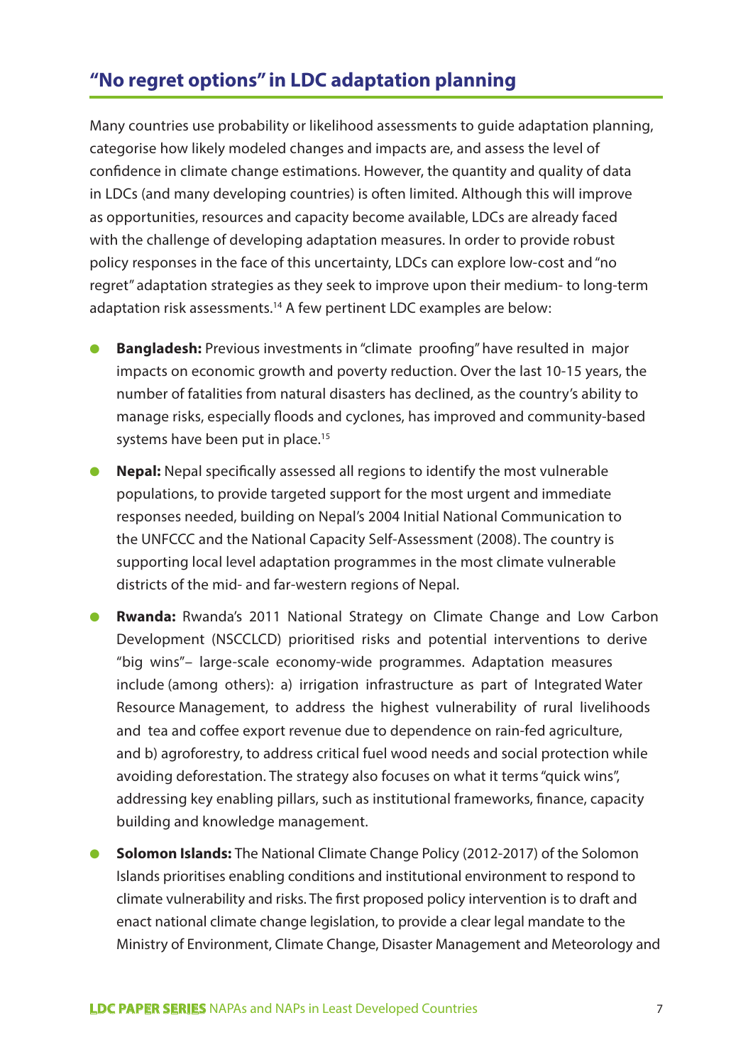## "No regret options" in LDC adaptation planning

Many countries use probability or likelihood assessments to guide adaptation planning, categorise how likely modeled changes and impacts are, and assess the level of confidence in climate change estimations. However, the quantity and quality of data in LDCs (and many developing countries) is often limited. Although this will improve as opportunities, resources and capacity become available, LDCs are already faced with the challenge of developing adaptation measures. In order to provide robust policy responses in the face of this uncertainty, LDCs can explore low-cost and "no regret" adaptation strategies as they seek to improve upon their medium- to long-term adaptation risk assessments.[14] A few pertinent LDC examples are below:

- **Bangladesh:** Previous investments in "climate proofing" have resulted in major impacts on economic growth and poverty reduction. Over the last 10-15 years, the number of fatalities from natural disasters has declined, as the country's ability to manage risks, especially floods and cyclones, has improved and community-based systems have been put in place.[15]
- **Nepal:** Nepal specifically assessed all regions to identify the most vulnerable populations, to provide targeted support for the most urgent and immediate responses needed, building on Nepal's 2004 Initial National Communication to the UNFCCC and the National Capacity Self-Assessment (2008). The country is supporting local level adaptation programmes in the most climate vulnerable districts of the mid- and far-western regions of Nepal.
- **Rwanda:** Rwanda's 2011 National Strategy on Climate Change and Low Carbon Development (NSCCLCD) prioritised risks and potential interventions to derive "big wins"– large-scale economy-wide programmes. Adaptation measures include (among others): a) irrigation infrastructure as part of Integrated Water Resource Management, to address the highest vulnerability of rural livelihoods and tea and coffee export revenue due to dependence on rain-fed agriculture, and b) agroforestry, to address critical fuel wood needs and social protection while avoiding deforestation. The strategy also focuses on what it terms "quick wins", addressing key enabling pillars, such as institutional frameworks, finance, capacity building and knowledge management.
- **Solomon Islands:** The National Climate Change Policy (2012-2017) of the Solomon Islands prioritises enabling conditions and institutional environment to respond to climate vulnerability and risks. The first proposed policy intervention is to draft and enact national climate change legislation, to provide a clear legal mandate to the Ministry of Environment, Climate Change, Disaster Management and Meteorology and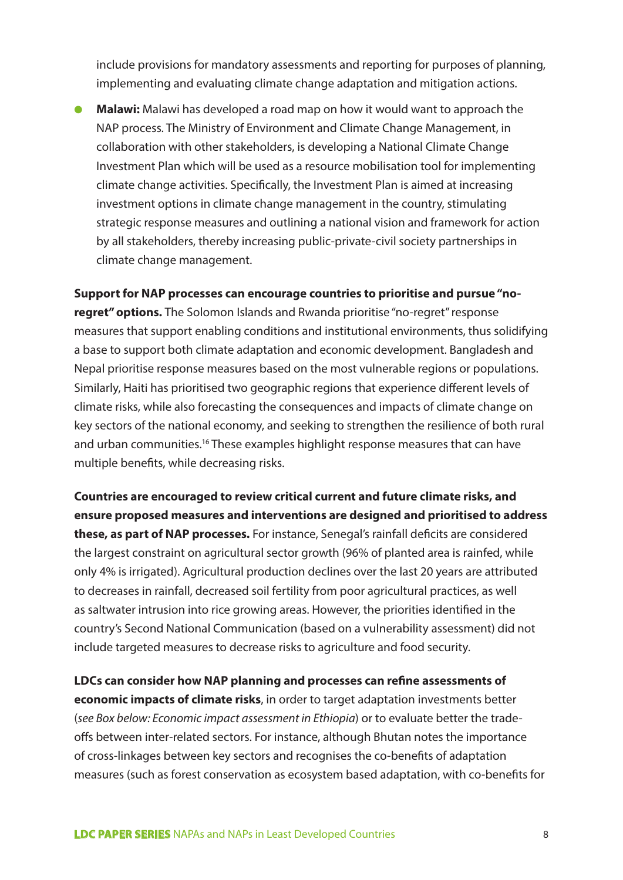include provisions for mandatory assessments and reporting for purposes of planning, implementing and evaluating climate change adaptation and mitigation actions.

- **Malawi:** Malawi has developed a road map on how it would want to approach the NAP process. The Ministry of Environment and Climate Change Management, in collaboration with other stakeholders, is developing a National Climate Change Investment Plan which will be used as a resource mobilisation tool for implementing climate change activities. Specifically, the Investment Plan is aimed at increasing investment options in climate change management in the country, stimulating strategic response measures and outlining a national vision and framework for action by all stakeholders, thereby increasing public-private-civil society partnerships in climate change management.

**Support for NAP processes can encourage countries to prioritise and pursue "no-regret" options.** The Solomon Islands and Rwanda prioritise "no-regret" response measures that support enabling conditions and institutional environments, thus solidifying a base to support both climate adaptation and economic development. Bangladesh and Nepal prioritise response measures based on the most vulnerable regions or populations. Similarly, Haiti has prioritised two geographic regions that experience different levels of climate risks, while also forecasting the consequences and impacts of climate change on key sectors of the national economy, and seeking to strengthen the resilience of both rural and urban communities.[16] These examples highlight response measures that can have multiple benefits, while decreasing risks.

**Countries are encouraged to review critical current and future climate risks, and ensure proposed measures and interventions are designed and prioritised to address these, as part of NAP processes.** For instance, Senegal's rainfall deficits are considered the largest constraint on agricultural sector growth (96% of planted area is rainfed, while only 4% is irrigated). Agricultural production declines over the last 20 years are attributed to decreases in rainfall, decreased soil fertility from poor agricultural practices, as well as saltwater intrusion into rice growing areas. However, the priorities identified in the country's Second National Communication (based on a vulnerability assessment) did not include targeted measures to decrease risks to agriculture and food security.

**LDCs can consider how NAP planning and processes can refine assessments of economic impacts of climate risks**, in order to target adaptation investments better (*see Box below: Economic impact assessment in Ethiopia*) or to evaluate better the trade-offs between inter-related sectors. For instance, although Bhutan notes the importance of cross-linkages between key sectors and recognises the co-benefits of adaptation measures (such as forest conservation as ecosystem based adaptation, with co-benefits for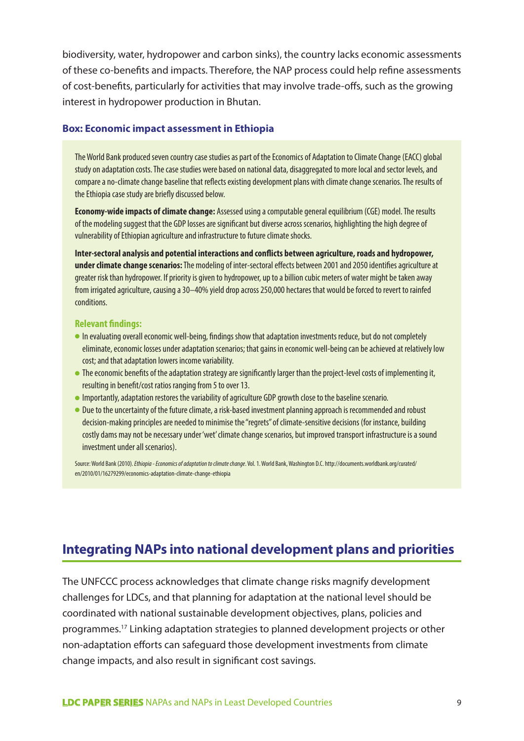biodiversity, water, hydropower and carbon sinks), the country lacks economic assessments of these co-benefits and impacts. Therefore, the NAP process could help refine assessments of cost-benefits, particularly for activities that may involve trade-offs, such as the growing interest in hydropower production in Bhutan.

### Box: Economic impact assessment in Ethiopia

The World Bank produced seven country case studies as part of the Economics of Adaptation to Climate Change (EACC) global study on adaptation costs. The case studies were based on national data, disaggregated to more local and sector levels, and compare a no-climate change baseline that reflects existing development plans with climate change scenarios. The results of the Ethiopia case study are briefly discussed below.

**Economy-wide impacts of climate change:** Assessed using a computable general equilibrium (CGE) model. The results of the modeling suggest that the GDP losses are significant but diverse across scenarios, highlighting the high degree of vulnerability of Ethiopian agriculture and infrastructure to future climate shocks.

**Inter-sectoral analysis and potential interactions and conflicts between agriculture, roads and hydropower, under climate change scenarios:** The modeling of inter-sectoral effects between 2001 and 2050 identifies agriculture at greater risk than hydropower. If priority is given to hydropower, up to a billion cubic meters of water might be taken away from irrigated agriculture, causing a 30–40% yield drop across 250,000 hectares that would be forced to revert to rainfed conditions.

**Relevant findings:**

- In evaluating overall economic well-being, findings show that adaptation investments reduce, but do not completely eliminate, economic losses under adaptation scenarios; that gains in economic well-being can be achieved at relatively low cost; and that adaptation lowers income variability.
- The economic benefits of the adaptation strategy are significantly larger than the project-level costs of implementing it, resulting in benefit/cost ratios ranging from 5 to over 13.
- Importantly, adaptation restores the variability of agriculture GDP growth close to the baseline scenario.
- Due to the uncertainty of the future climate, a risk-based investment planning approach is recommended and robust decision-making principles are needed to minimise the "regrets" of climate-sensitive decisions (for instance, building costly dams may not be necessary under 'wet' climate change scenarios, but improved transport infrastructure is a sound investment under all scenarios).

Source: World Bank (2010). *Ethiopia - Economics of adaptation to climate change*. Vol. 1. World Bank, Washington D.C. http://documents.worldbank.org/curated/en/2010/01/16279299/economics-adaptation-climate-change-ethiopia

## Integrating NAPs into national development plans and priorities

The UNFCCC process acknowledges that climate change risks magnify development challenges for LDCs, and that planning for adaptation at the national level should be coordinated with national sustainable development objectives, plans, policies and programmes.[17] Linking adaptation strategies to planned development projects or other non-adaptation efforts can safeguard those development investments from climate change impacts, and also result in significant cost savings.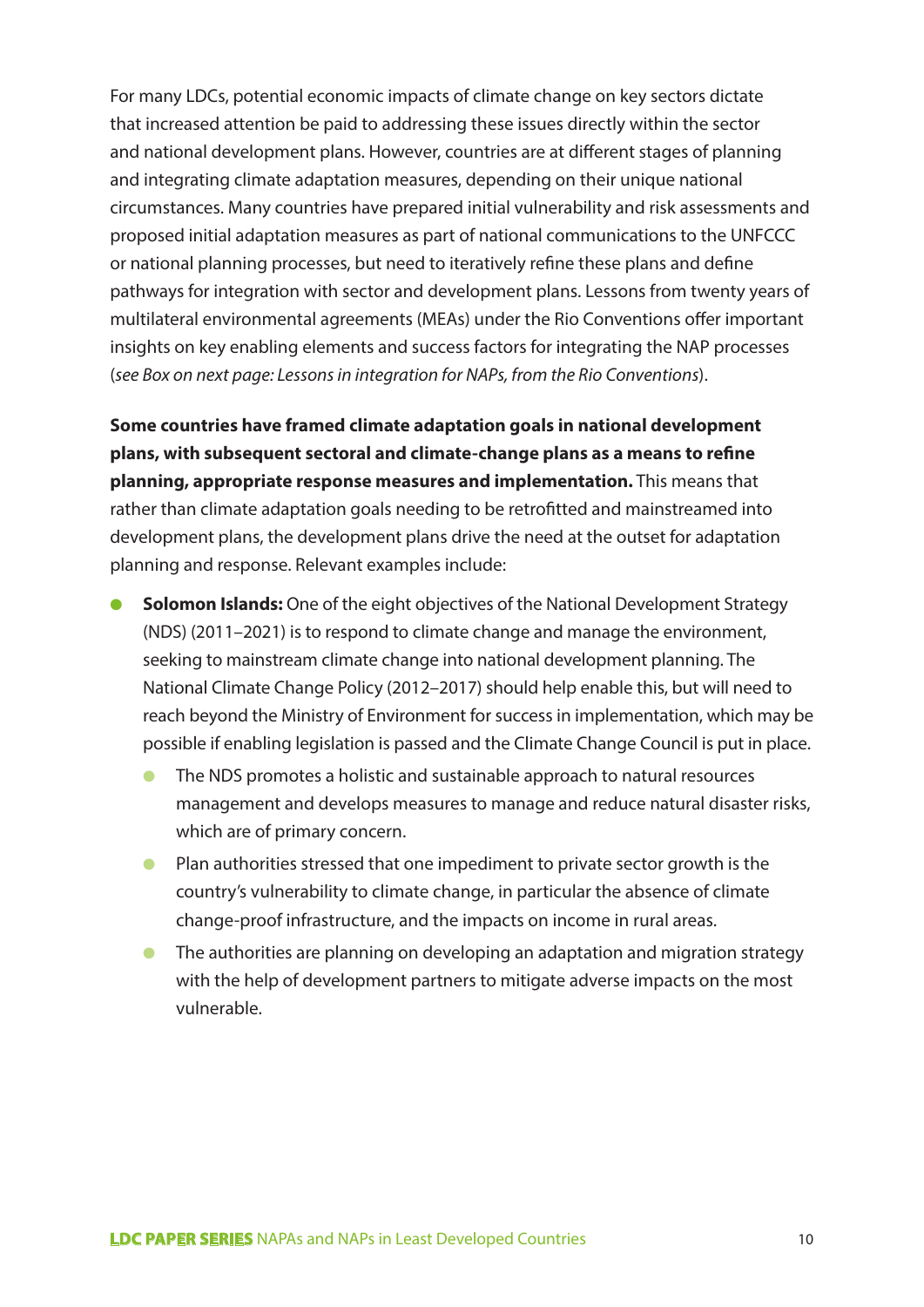For many LDCs, potential economic impacts of climate change on key sectors dictate that increased attention be paid to addressing these issues directly within the sector and national development plans. However, countries are at different stages of planning and integrating climate adaptation measures, depending on their unique national circumstances. Many countries have prepared initial vulnerability and risk assessments and proposed initial adaptation measures as part of national communications to the UNFCCC or national planning processes, but need to iteratively refine these plans and define pathways for integration with sector and development plans. Lessons from twenty years of multilateral environmental agreements (MEAs) under the Rio Conventions offer important insights on key enabling elements and success factors for integrating the NAP processes (*see Box on next page: Lessons in integration for NAPs, from the Rio Conventions*).

**Some countries have framed climate adaptation goals in national development plans, with subsequent sectoral and climate-change plans as a means to refine planning, appropriate response measures and implementation.** This means that rather than climate adaptation goals needing to be retrofitted and mainstreamed into development plans, the development plans drive the need at the outset for adaptation planning and response. Relevant examples include:

- **Solomon Islands:** One of the eight objectives of the National Development Strategy (NDS) (2011–2021) is to respond to climate change and manage the environment, seeking to mainstream climate change into national development planning. The National Climate Change Policy (2012–2017) should help enable this, but will need to reach beyond the Ministry of Environment for success in implementation, which may be possible if enabling legislation is passed and the Climate Change Council is put in place.
    - The NDS promotes a holistic and sustainable approach to natural resources management and develops measures to manage and reduce natural disaster risks, which are of primary concern.
    - Plan authorities stressed that one impediment to private sector growth is the country's vulnerability to climate change, in particular the absence of climate change-proof infrastructure, and the impacts on income in rural areas.
    - The authorities are planning on developing an adaptation and migration strategy with the help of development partners to mitigate adverse impacts on the most vulnerable.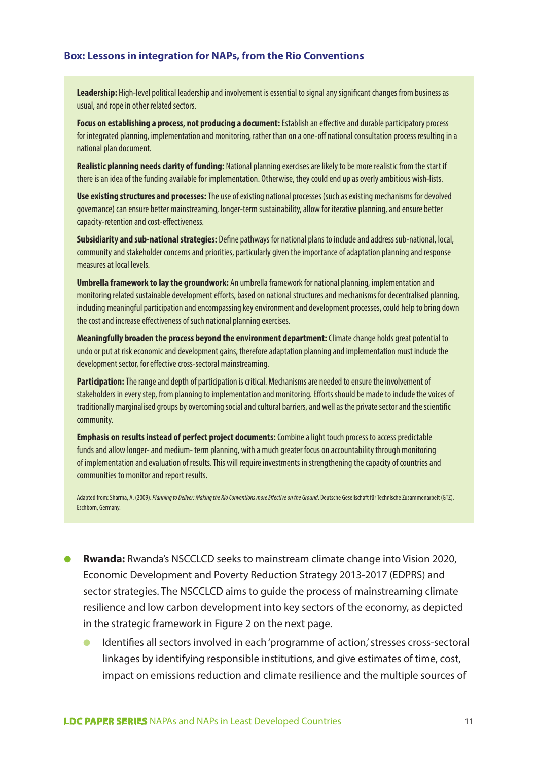### Box: Lessons in integration for NAPs, from the Rio Conventions

**Leadership:** High-level political leadership and involvement is essential to signal any significant changes from business as usual, and rope in other related sectors.

**Focus on establishing a process, not producing a document:** Establish an effective and durable participatory process for integrated planning, implementation and monitoring, rather than on a one-off national consultation process resulting in a national plan document.

**Realistic planning needs clarity of funding:** National planning exercises are likely to be more realistic from the start if there is an idea of the funding available for implementation. Otherwise, they could end up as overly ambitious wish-lists.

**Use existing structures and processes:** The use of existing national processes (such as existing mechanisms for devolved governance) can ensure better mainstreaming, longer-term sustainability, allow for iterative planning, and ensure better capacity-retention and cost-effectiveness.

**Subsidiarity and sub-national strategies:** Define pathways for national plans to include and address sub-national, local, community and stakeholder concerns and priorities, particularly given the importance of adaptation planning and response measures at local levels.

**Umbrella framework to lay the groundwork:** An umbrella framework for national planning, implementation and monitoring related sustainable development efforts, based on national structures and mechanisms for decentralised planning, including meaningful participation and encompassing key environment and development processes, could help to bring down the cost and increase effectiveness of such national planning exercises.

**Meaningfully broaden the process beyond the environment department:** Climate change holds great potential to undo or put at risk economic and development gains, therefore adaptation planning and implementation must include the development sector, for effective cross-sectoral mainstreaming.

**Participation:** The range and depth of participation is critical. Mechanisms are needed to ensure the involvement of stakeholders in every step, from planning to implementation and monitoring. Efforts should be made to include the voices of traditionally marginalised groups by overcoming social and cultural barriers, and well as the private sector and the scientific community.

**Emphasis on results instead of perfect project documents:** Combine a light touch process to access predictable funds and allow longer- and medium- term planning, with a much greater focus on accountability through monitoring of implementation and evaluation of results. This will require investments in strengthening the capacity of countries and communities to monitor and report results.

Adapted from: Sharma, A. (2009). *Planning to Deliver: Making the Rio Conventions more Effective on the Ground*. Deutsche Gesellschaft für Technische Zusammenarbeit (GTZ). Eschborn, Germany.

- **Rwanda:** Rwanda's NSCCLCD seeks to mainstream climate change into Vision 2020, Economic Development and Poverty Reduction Strategy 2013-2017 (EDPRS) and sector strategies. The NSCCLCD aims to guide the process of mainstreaming climate resilience and low carbon development into key sectors of the economy, as depicted in the strategic framework in Figure 2 on the next page.
  - Identifies all sectors involved in each 'programme of action,' stresses cross-sectoral linkages by identifying responsible institutions, and give estimates of time, cost, impact on emissions reduction and climate resilience and the multiple sources of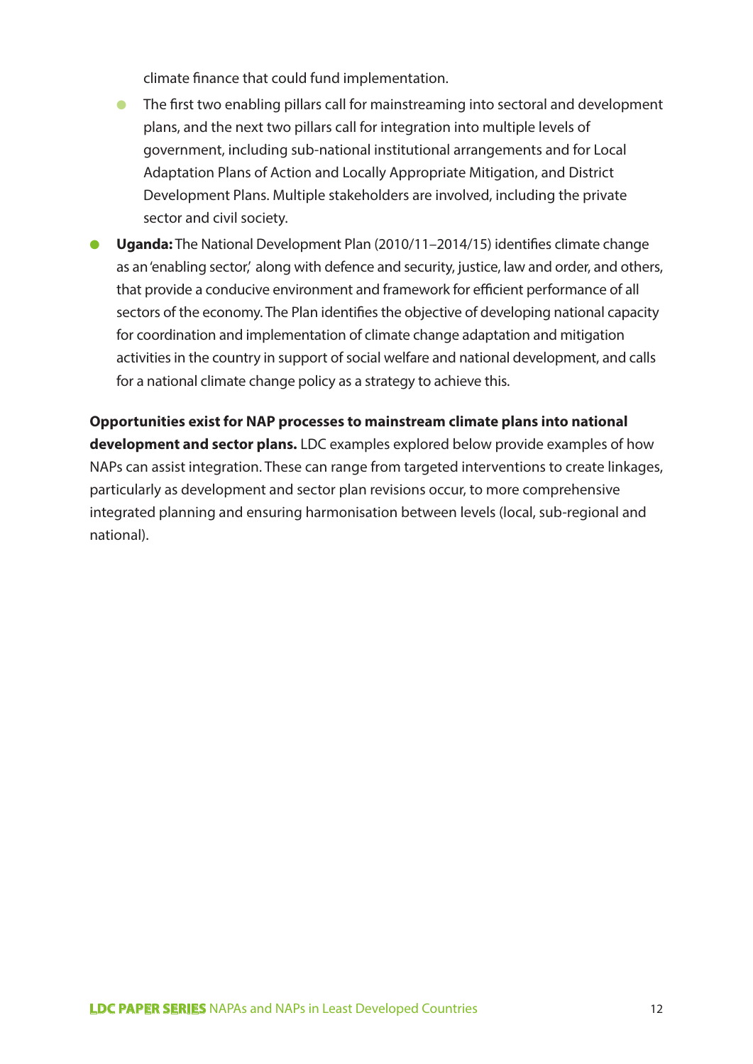climate finance that could fund implementation.

  - The first two enabling pillars call for mainstreaming into sectoral and development plans, and the next two pillars call for integration into multiple levels of government, including sub-national institutional arrangements and for Local Adaptation Plans of Action and Locally Appropriate Mitigation, and District Development Plans. Multiple stakeholders are involved, including the private sector and civil society.

- **Uganda:** The National Development Plan (2010/11–2014/15) identifies climate change as an 'enabling sector,' along with defence and security, justice, law and order, and others, that provide a conducive environment and framework for efficient performance of all sectors of the economy. The Plan identifies the objective of developing national capacity for coordination and implementation of climate change adaptation and mitigation activities in the country in support of social welfare and national development, and calls for a national climate change policy as a strategy to achieve this.

**Opportunities exist for NAP processes to mainstream climate plans into national development and sector plans.** LDC examples explored below provide examples of how NAPs can assist integration. These can range from targeted interventions to create linkages, particularly as development and sector plan revisions occur, to more comprehensive integrated planning and ensuring harmonisation between levels (local, sub-regional and national).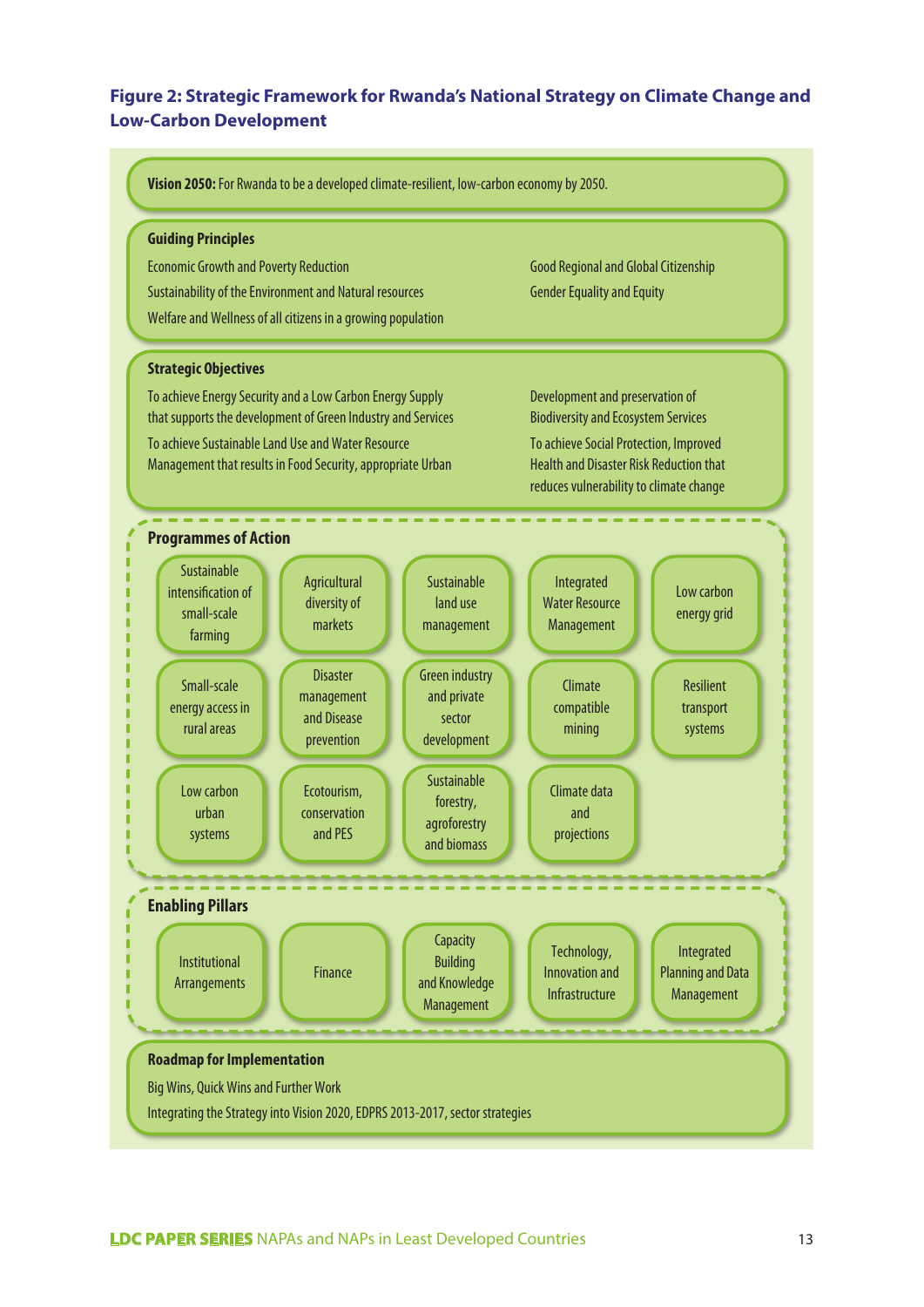**Figure 2: Strategic Framework for Rwanda's National Strategy on Climate Change and Low-Carbon Development**

**Vision 2050:** For Rwanda to be a developed climate-resilient, low-carbon economy by 2050.

**Guiding Principles**

- Economic Growth and Poverty Reduction
- Sustainability of the Environment and Natural resources
- Welfare and Wellness of all citizens in a growing population
- Good Regional and Global Citizenship
- Gender Equality and Equity

**Strategic Objectives**

- To achieve Energy Security and a Low Carbon Energy Supply that supports the development of Green Industry and Services
- To achieve Sustainable Land Use and Water Resource Management that results in Food Security, appropriate Urban
- Development and preservation of Biodiversity and Ecosystem Services
- To achieve Social Protection, Improved Health and Disaster Risk Reduction that reduces vulnerability to climate change

**Programmes of Action**

| | | | | |
|---|---|---|---|---|
| Sustainable intensification of small-scale farming | Agricultural diversity of markets | Sustainable land use management | Integrated Water Resource Management | Low carbon energy grid |
| Small-scale energy access in rural areas | Disaster management and Disease prevention | Green industry and private sector development | Climate compatible mining | Resilient transport systems |
| Low carbon urban systems | Ecotourism, conservation and PES | Sustainable forestry, agroforestry and biomass | Climate data and projections | |

**Enabling Pillars**

| | | | | |
|---|---|---|---|---|
| Institutional Arrangements | Finance | Capacity Building and Knowledge Management | Technology, Innovation and Infrastructure | Integrated Planning and Data Management |

**Roadmap for Implementation**

Big Wins, Quick Wins and Further Work

Integrating the Strategy into Vision 2020, EDPRS 2013-2017, sector strategies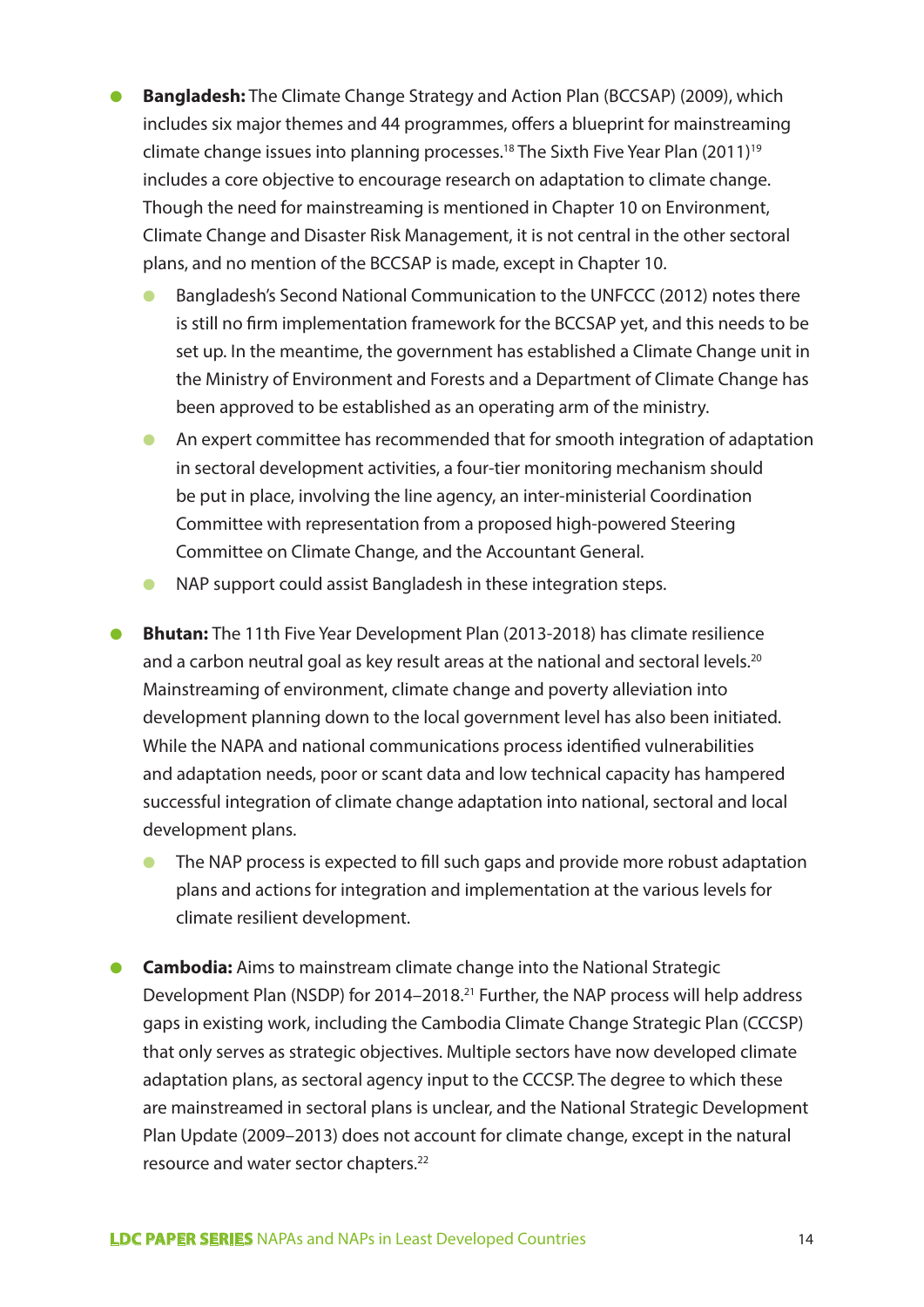- **Bangladesh:** The Climate Change Strategy and Action Plan (BCCSAP) (2009), which includes six major themes and 44 programmes, offers a blueprint for mainstreaming climate change issues into planning processes.[18] The Sixth Five Year Plan (2011)[19] includes a core objective to encourage research on adaptation to climate change. Though the need for mainstreaming is mentioned in Chapter 10 on Environment, Climate Change and Disaster Risk Management, it is not central in the other sectoral plans, and no mention of the BCCSAP is made, except in Chapter 10.
  - Bangladesh's Second National Communication to the UNFCCC (2012) notes there is still no firm implementation framework for the BCCSAP yet, and this needs to be set up. In the meantime, the government has established a Climate Change unit in the Ministry of Environment and Forests and a Department of Climate Change has been approved to be established as an operating arm of the ministry.
  - An expert committee has recommended that for smooth integration of adaptation in sectoral development activities, a four-tier monitoring mechanism should be put in place, involving the line agency, an inter-ministerial Coordination Committee with representation from a proposed high-powered Steering Committee on Climate Change, and the Accountant General.
  - NAP support could assist Bangladesh in these integration steps.

- **Bhutan:** The 11th Five Year Development Plan (2013-2018) has climate resilience and a carbon neutral goal as key result areas at the national and sectoral levels.[20] Mainstreaming of environment, climate change and poverty alleviation into development planning down to the local government level has also been initiated. While the NAPA and national communications process identified vulnerabilities and adaptation needs, poor or scant data and low technical capacity has hampered successful integration of climate change adaptation into national, sectoral and local development plans.
  - The NAP process is expected to fill such gaps and provide more robust adaptation plans and actions for integration and implementation at the various levels for climate resilient development.

- **Cambodia:** Aims to mainstream climate change into the National Strategic Development Plan (NSDP) for 2014–2018.[21] Further, the NAP process will help address gaps in existing work, including the Cambodia Climate Change Strategic Plan (CCCSP) that only serves as strategic objectives. Multiple sectors have now developed climate adaptation plans, as sectoral agency input to the CCCSP. The degree to which these are mainstreamed in sectoral plans is unclear, and the National Strategic Development Plan Update (2009–2013) does not account for climate change, except in the natural resource and water sector chapters.[22]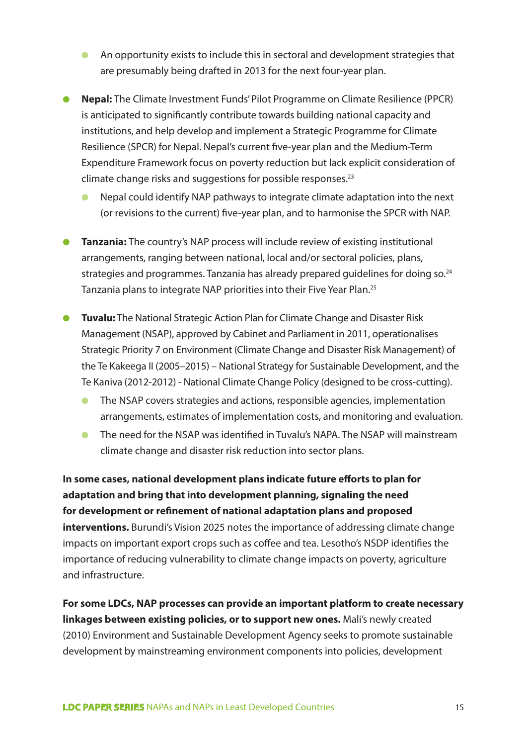- An opportunity exists to include this in sectoral and development strategies that are presumably being drafted in 2013 for the next four-year plan.

- **Nepal:** The Climate Investment Funds' Pilot Programme on Climate Resilience (PPCR) is anticipated to significantly contribute towards building national capacity and institutions, and help develop and implement a Strategic Programme for Climate Resilience (SPCR) for Nepal. Nepal's current five-year plan and the Medium-Term Expenditure Framework focus on poverty reduction but lack explicit consideration of climate change risks and suggestions for possible responses.[23]
    - Nepal could identify NAP pathways to integrate climate adaptation into the next (or revisions to the current) five-year plan, and to harmonise the SPCR with NAP.

- **Tanzania:** The country's NAP process will include review of existing institutional arrangements, ranging between national, local and/or sectoral policies, plans, strategies and programmes. Tanzania has already prepared guidelines for doing so.[24] Tanzania plans to integrate NAP priorities into their Five Year Plan.[25]

- **Tuvalu:** The National Strategic Action Plan for Climate Change and Disaster Risk Management (NSAP), approved by Cabinet and Parliament in 2011, operationalises Strategic Priority 7 on Environment (Climate Change and Disaster Risk Management) of the Te Kakeega II (2005–2015) – National Strategy for Sustainable Development, and the Te Kaniva (2012-2012) - National Climate Change Policy (designed to be cross-cutting).
    - The NSAP covers strategies and actions, responsible agencies, implementation arrangements, estimates of implementation costs, and monitoring and evaluation.
    - The need for the NSAP was identified in Tuvalu's NAPA. The NSAP will mainstream climate change and disaster risk reduction into sector plans.

**In some cases, national development plans indicate future efforts to plan for adaptation and bring that into development planning, signaling the need for development or refinement of national adaptation plans and proposed interventions.** Burundi's Vision 2025 notes the importance of addressing climate change impacts on important export crops such as coffee and tea. Lesotho's NSDP identifies the importance of reducing vulnerability to climate change impacts on poverty, agriculture and infrastructure.

**For some LDCs, NAP processes can provide an important platform to create necessary linkages between existing policies, or to support new ones.** Mali's newly created (2010) Environment and Sustainable Development Agency seeks to promote sustainable development by mainstreaming environment components into policies, development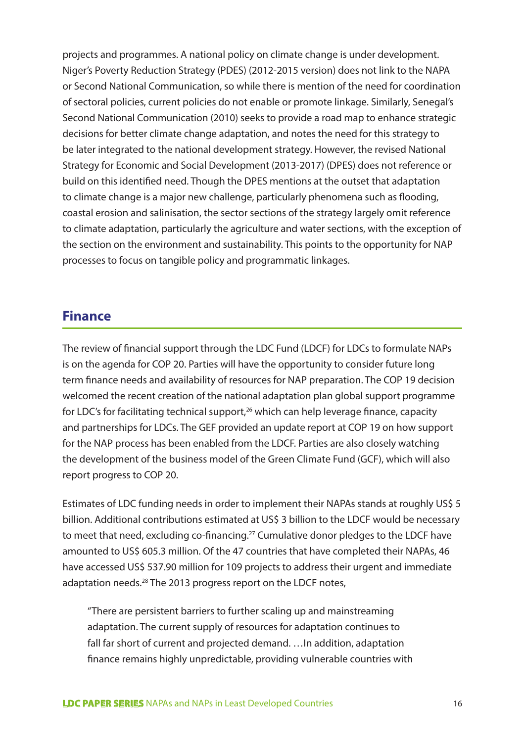projects and programmes. A national policy on climate change is under development. Niger's Poverty Reduction Strategy (PDES) (2012-2015 version) does not link to the NAPA or Second National Communication, so while there is mention of the need for coordination of sectoral policies, current policies do not enable or promote linkage. Similarly, Senegal's Second National Communication (2010) seeks to provide a road map to enhance strategic decisions for better climate change adaptation, and notes the need for this strategy to be later integrated to the national development strategy. However, the revised National Strategy for Economic and Social Development (2013-2017) (DPES) does not reference or build on this identified need. Though the DPES mentions at the outset that adaptation to climate change is a major new challenge, particularly phenomena such as flooding, coastal erosion and salinisation, the sector sections of the strategy largely omit reference to climate adaptation, particularly the agriculture and water sections, with the exception of the section on the environment and sustainability. This points to the opportunity for NAP processes to focus on tangible policy and programmatic linkages.

## Finance

The review of financial support through the LDC Fund (LDCF) for LDCs to formulate NAPs is on the agenda for COP 20. Parties will have the opportunity to consider future long term finance needs and availability of resources for NAP preparation. The COP 19 decision welcomed the recent creation of the national adaptation plan global support programme for LDC's for facilitating technical support,[26] which can help leverage finance, capacity and partnerships for LDCs. The GEF provided an update report at COP 19 on how support for the NAP process has been enabled from the LDCF. Parties are also closely watching the development of the business model of the Green Climate Fund (GCF), which will also report progress to COP 20.

Estimates of LDC funding needs in order to implement their NAPAs stands at roughly US$ 5 billion. Additional contributions estimated at US$ 3 billion to the LDCF would be necessary to meet that need, excluding co-financing.[27] Cumulative donor pledges to the LDCF have amounted to US$ 605.3 million. Of the 47 countries that have completed their NAPAs, 46 have accessed US$ 537.90 million for 109 projects to address their urgent and immediate adaptation needs.[28] The 2013 progress report on the LDCF notes,

> "There are persistent barriers to further scaling up and mainstreaming adaptation. The current supply of resources for adaptation continues to fall far short of current and projected demand. …In addition, adaptation finance remains highly unpredictable, providing vulnerable countries with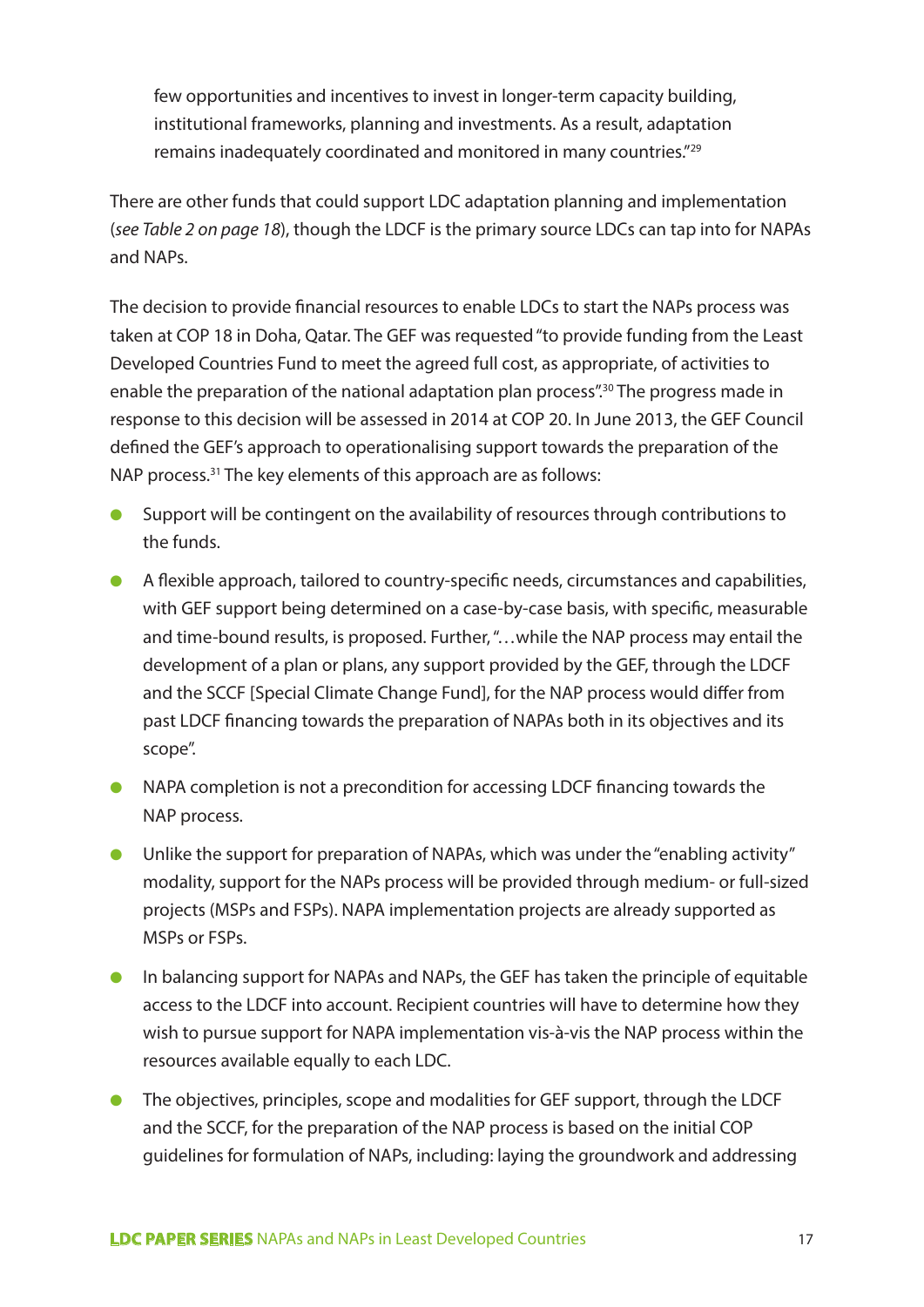few opportunities and incentives to invest in longer-term capacity building, institutional frameworks, planning and investments. As a result, adaptation remains inadequately coordinated and monitored in many countries."[29]

There are other funds that could support LDC adaptation planning and implementation (*see Table 2 on page 18*), though the LDCF is the primary source LDCs can tap into for NAPAs and NAPs.

The decision to provide financial resources to enable LDCs to start the NAPs process was taken at COP 18 in Doha, Qatar. The GEF was requested "to provide funding from the Least Developed Countries Fund to meet the agreed full cost, as appropriate, of activities to enable the preparation of the national adaptation plan process".[30] The progress made in response to this decision will be assessed in 2014 at COP 20. In June 2013, the GEF Council defined the GEF's approach to operationalising support towards the preparation of the NAP process.[31] The key elements of this approach are as follows:

- Support will be contingent on the availability of resources through contributions to the funds.
- A flexible approach, tailored to country-specific needs, circumstances and capabilities, with GEF support being determined on a case-by-case basis, with specific, measurable and time-bound results, is proposed. Further, "…while the NAP process may entail the development of a plan or plans, any support provided by the GEF, through the LDCF and the SCCF [Special Climate Change Fund], for the NAP process would differ from past LDCF financing towards the preparation of NAPAs both in its objectives and its scope".
- NAPA completion is not a precondition for accessing LDCF financing towards the NAP process.
- Unlike the support for preparation of NAPAs, which was under the "enabling activity" modality, support for the NAPs process will be provided through medium- or full-sized projects (MSPs and FSPs). NAPA implementation projects are already supported as MSPs or FSPs.
- In balancing support for NAPAs and NAPs, the GEF has taken the principle of equitable access to the LDCF into account. Recipient countries will have to determine how they wish to pursue support for NAPA implementation vis-à-vis the NAP process within the resources available equally to each LDC.
- The objectives, principles, scope and modalities for GEF support, through the LDCF and the SCCF, for the preparation of the NAP process is based on the initial COP guidelines for formulation of NAPs, including: laying the groundwork and addressing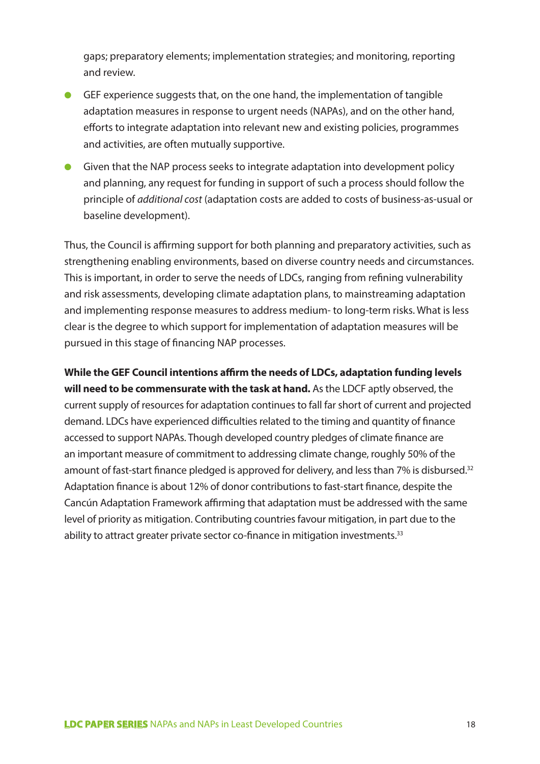gaps; preparatory elements; implementation strategies; and monitoring, reporting and review.

- GEF experience suggests that, on the one hand, the implementation of tangible adaptation measures in response to urgent needs (NAPAs), and on the other hand, efforts to integrate adaptation into relevant new and existing policies, programmes and activities, are often mutually supportive.
- Given that the NAP process seeks to integrate adaptation into development policy and planning, any request for funding in support of such a process should follow the principle of *additional cost* (adaptation costs are added to costs of business-as-usual or baseline development).

Thus, the Council is affirming support for both planning and preparatory activities, such as strengthening enabling environments, based on diverse country needs and circumstances. This is important, in order to serve the needs of LDCs, ranging from refining vulnerability and risk assessments, developing climate adaptation plans, to mainstreaming adaptation and implementing response measures to address medium- to long-term risks. What is less clear is the degree to which support for implementation of adaptation measures will be pursued in this stage of financing NAP processes.

**While the GEF Council intentions affirm the needs of LDCs, adaptation funding levels will need to be commensurate with the task at hand.** As the LDCF aptly observed, the current supply of resources for adaptation continues to fall far short of current and projected demand. LDCs have experienced difficulties related to the timing and quantity of finance accessed to support NAPAs. Though developed country pledges of climate finance are an important measure of commitment to addressing climate change, roughly 50% of the amount of fast-start finance pledged is approved for delivery, and less than 7% is disbursed.[32] Adaptation finance is about 12% of donor contributions to fast-start finance, despite the Cancún Adaptation Framework affirming that adaptation must be addressed with the same level of priority as mitigation. Contributing countries favour mitigation, in part due to the ability to attract greater private sector co-finance in mitigation investments.[33]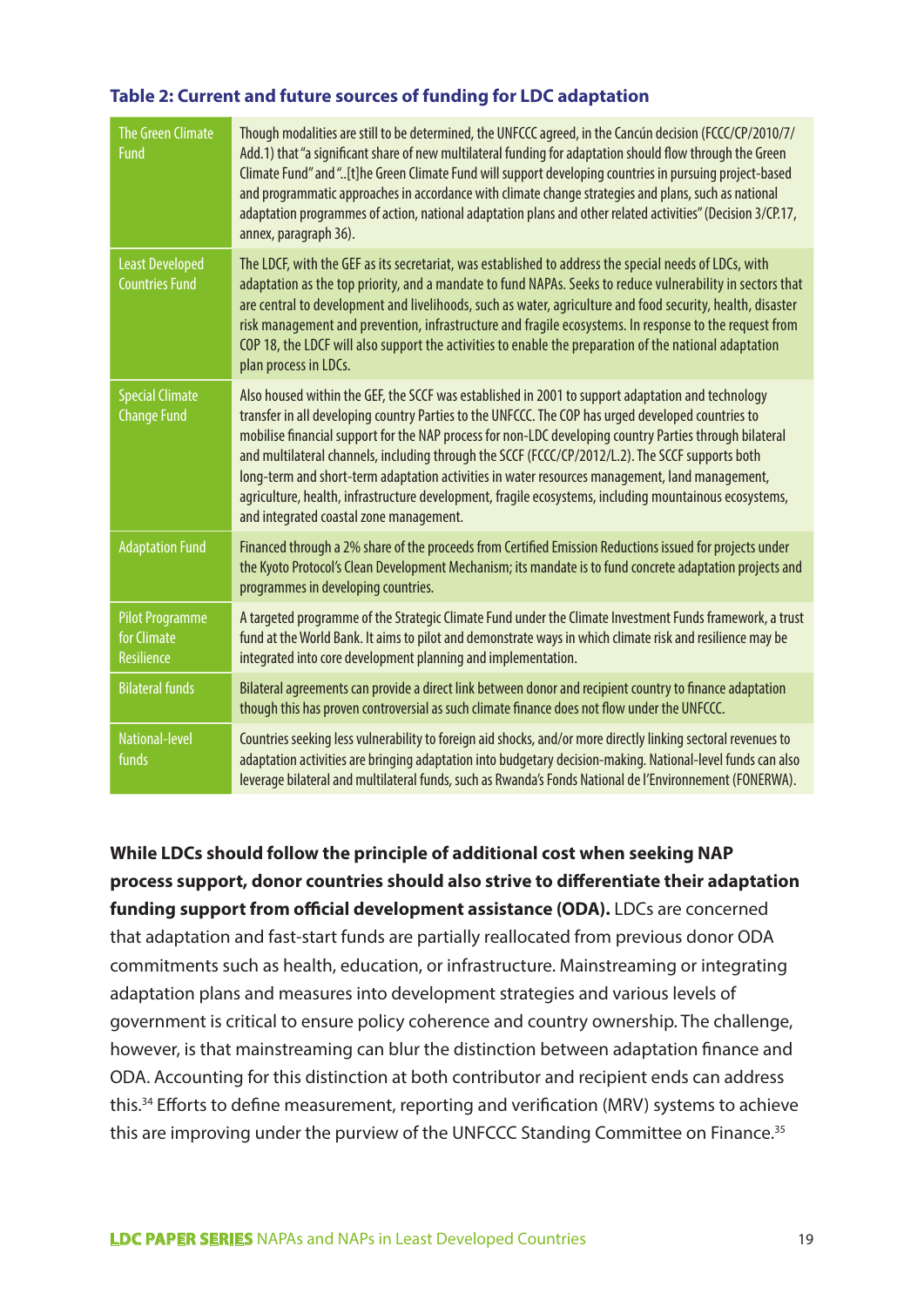### Table 2: Current and future sources of funding for LDC adaptation

| | |
|---|---|
| The Green Climate Fund | Though modalities are still to be determined, the UNFCCC agreed, in the Cancún decision (FCCC/CP/2010/7/Add.1) that "a significant share of new multilateral funding for adaptation should flow through the Green Climate Fund" and "..[t]he Green Climate Fund will support developing countries in pursuing project-based and programmatic approaches in accordance with climate change strategies and plans, such as national adaptation programmes of action, national adaptation plans and other related activities" (Decision 3/CP.17, annex, paragraph 36). |
| Least Developed Countries Fund | The LDCF, with the GEF as its secretariat, was established to address the special needs of LDCs, with adaptation as the top priority, and a mandate to fund NAPAs. Seeks to reduce vulnerability in sectors that are central to development and livelihoods, such as water, agriculture and food security, health, disaster risk management and prevention, infrastructure and fragile ecosystems. In response to the request from COP 18, the LDCF will also support the activities to enable the preparation of the national adaptation plan process in LDCs. |
| Special Climate Change Fund | Also housed within the GEF, the SCCF was established in 2001 to support adaptation and technology transfer in all developing country Parties to the UNFCCC. The COP has urged developed countries to mobilise financial support for the NAP process for non-LDC developing country Parties through bilateral and multilateral channels, including through the SCCF (FCCC/CP/2012/L.2). The SCCF supports both long-term and short-term adaptation activities in water resources management, land management, agriculture, health, infrastructure development, fragile ecosystems, including mountainous ecosystems, and integrated coastal zone management. |
| Adaptation Fund | Financed through a 2% share of the proceeds from Certified Emission Reductions issued for projects under the Kyoto Protocol's Clean Development Mechanism; its mandate is to fund concrete adaptation projects and programmes in developing countries. |
| Pilot Programme for Climate Resilience | A targeted programme of the Strategic Climate Fund under the Climate Investment Funds framework, a trust fund at the World Bank. It aims to pilot and demonstrate ways in which climate risk and resilience may be integrated into core development planning and implementation. |
| Bilateral funds | Bilateral agreements can provide a direct link between donor and recipient country to finance adaptation though this has proven controversial as such climate finance does not flow under the UNFCCC. |
| National-level funds | Countries seeking less vulnerability to foreign aid shocks, and/or more directly linking sectoral revenues to adaptation activities are bringing adaptation into budgetary decision-making. National-level funds can also leverage bilateral and multilateral funds, such as Rwanda's Fonds National de l'Environnement (FONERWA). |

**While LDCs should follow the principle of additional cost when seeking NAP process support, donor countries should also strive to differentiate their adaptation funding support from official development assistance (ODA).** LDCs are concerned that adaptation and fast-start funds are partially reallocated from previous donor ODA commitments such as health, education, or infrastructure. Mainstreaming or integrating adaptation plans and measures into development strategies and various levels of government is critical to ensure policy coherence and country ownership. The challenge, however, is that mainstreaming can blur the distinction between adaptation finance and ODA. Accounting for this distinction at both contributor and recipient ends can address this.[34] Efforts to define measurement, reporting and verification (MRV) systems to achieve this are improving under the purview of the UNFCCC Standing Committee on Finance.[35]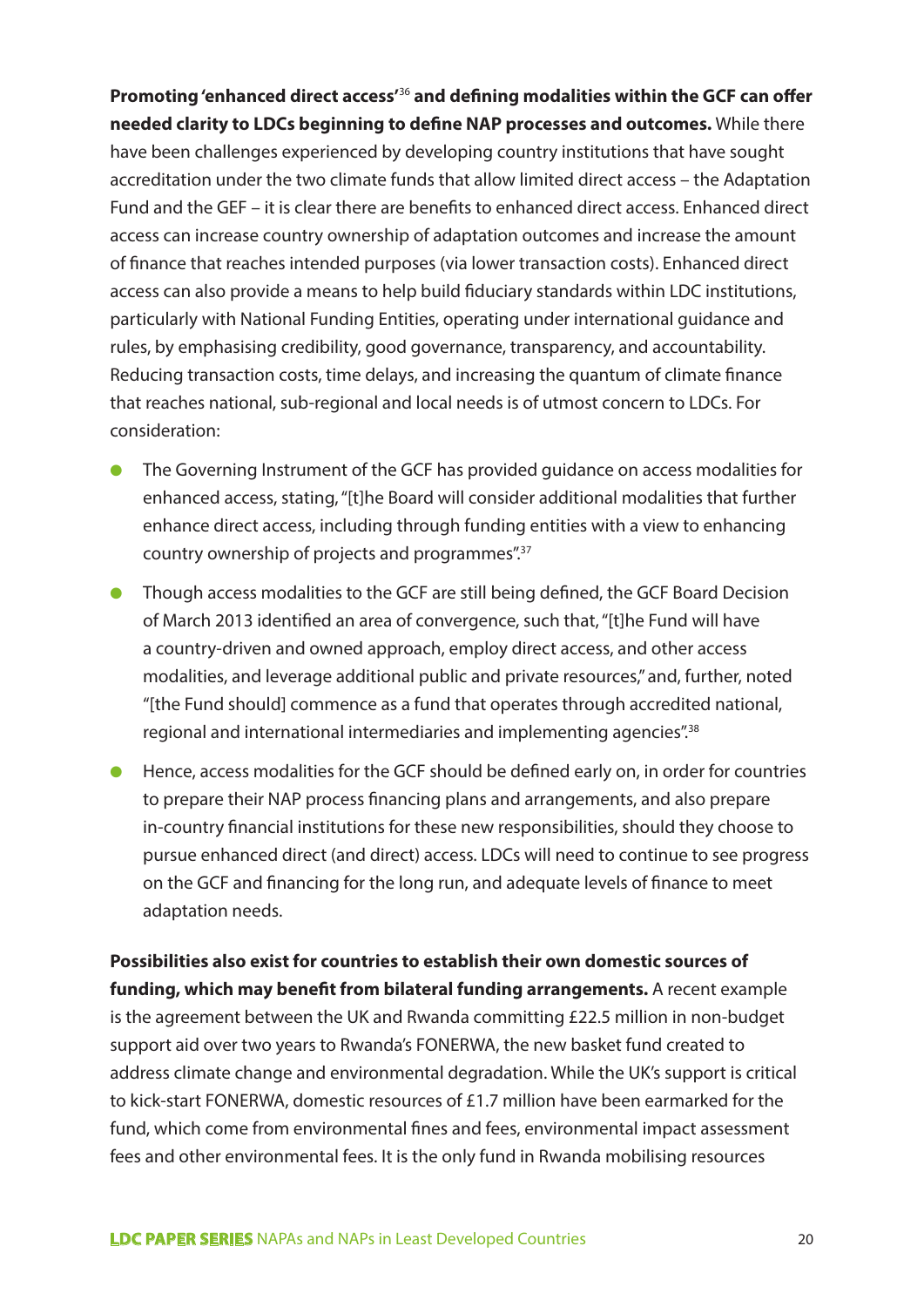**Promoting 'enhanced direct access'[36] and defining modalities within the GCF can offer needed clarity to LDCs beginning to define NAP processes and outcomes.** While there have been challenges experienced by developing country institutions that have sought accreditation under the two climate funds that allow limited direct access – the Adaptation Fund and the GEF – it is clear there are benefits to enhanced direct access. Enhanced direct access can increase country ownership of adaptation outcomes and increase the amount of finance that reaches intended purposes (via lower transaction costs). Enhanced direct access can also provide a means to help build fiduciary standards within LDC institutions, particularly with National Funding Entities, operating under international guidance and rules, by emphasising credibility, good governance, transparency, and accountability. Reducing transaction costs, time delays, and increasing the quantum of climate finance that reaches national, sub-regional and local needs is of utmost concern to LDCs. For consideration:

- The Governing Instrument of the GCF has provided guidance on access modalities for enhanced access, stating, "[t]he Board will consider additional modalities that further enhance direct access, including through funding entities with a view to enhancing country ownership of projects and programmes".[37]
- Though access modalities to the GCF are still being defined, the GCF Board Decision of March 2013 identified an area of convergence, such that, "[t]he Fund will have a country-driven and owned approach, employ direct access, and other access modalities, and leverage additional public and private resources," and, further, noted "[the Fund should] commence as a fund that operates through accredited national, regional and international intermediaries and implementing agencies".[38]
- Hence, access modalities for the GCF should be defined early on, in order for countries to prepare their NAP process financing plans and arrangements, and also prepare in-country financial institutions for these new responsibilities, should they choose to pursue enhanced direct (and direct) access. LDCs will need to continue to see progress on the GCF and financing for the long run, and adequate levels of finance to meet adaptation needs.

**Possibilities also exist for countries to establish their own domestic sources of funding, which may benefit from bilateral funding arrangements.** A recent example is the agreement between the UK and Rwanda committing £22.5 million in non-budget support aid over two years to Rwanda's FONERWA, the new basket fund created to address climate change and environmental degradation. While the UK's support is critical to kick-start FONERWA, domestic resources of £1.7 million have been earmarked for the fund, which come from environmental fines and fees, environmental impact assessment fees and other environmental fees. It is the only fund in Rwanda mobilising resources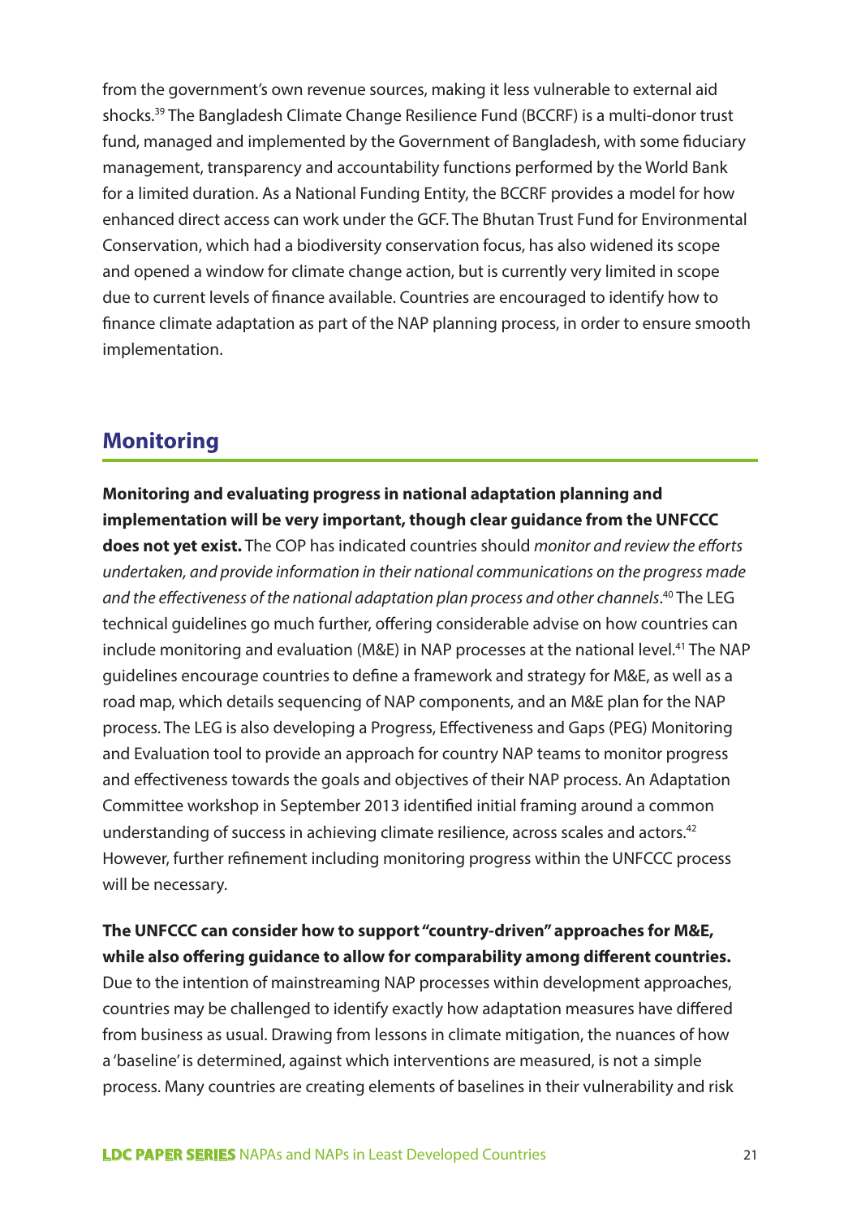from the government's own revenue sources, making it less vulnerable to external aid shocks.[39] The Bangladesh Climate Change Resilience Fund (BCCRF) is a multi-donor trust fund, managed and implemented by the Government of Bangladesh, with some fiduciary management, transparency and accountability functions performed by the World Bank for a limited duration. As a National Funding Entity, the BCCRF provides a model for how enhanced direct access can work under the GCF. The Bhutan Trust Fund for Environmental Conservation, which had a biodiversity conservation focus, has also widened its scope and opened a window for climate change action, but is currently very limited in scope due to current levels of finance available. Countries are encouraged to identify how to finance climate adaptation as part of the NAP planning process, in order to ensure smooth implementation.

## Monitoring

**Monitoring and evaluating progress in national adaptation planning and implementation will be very important, though clear guidance from the UNFCCC does not yet exist.** The COP has indicated countries should *monitor and review the efforts undertaken, and provide information in their national communications on the progress made and the effectiveness of the national adaptation plan process and other channels*.[40] The LEG technical guidelines go much further, offering considerable advise on how countries can include monitoring and evaluation (M&E) in NAP processes at the national level.[41] The NAP guidelines encourage countries to define a framework and strategy for M&E, as well as a road map, which details sequencing of NAP components, and an M&E plan for the NAP process. The LEG is also developing a Progress, Effectiveness and Gaps (PEG) Monitoring and Evaluation tool to provide an approach for country NAP teams to monitor progress and effectiveness towards the goals and objectives of their NAP process. An Adaptation Committee workshop in September 2013 identified initial framing around a common understanding of success in achieving climate resilience, across scales and actors.[42] However, further refinement including monitoring progress within the UNFCCC process will be necessary.

**The UNFCCC can consider how to support "country-driven" approaches for M&E, while also offering guidance to allow for comparability among different countries.** Due to the intention of mainstreaming NAP processes within development approaches, countries may be challenged to identify exactly how adaptation measures have differed from business as usual. Drawing from lessons in climate mitigation, the nuances of how a 'baseline' is determined, against which interventions are measured, is not a simple process. Many countries are creating elements of baselines in their vulnerability and risk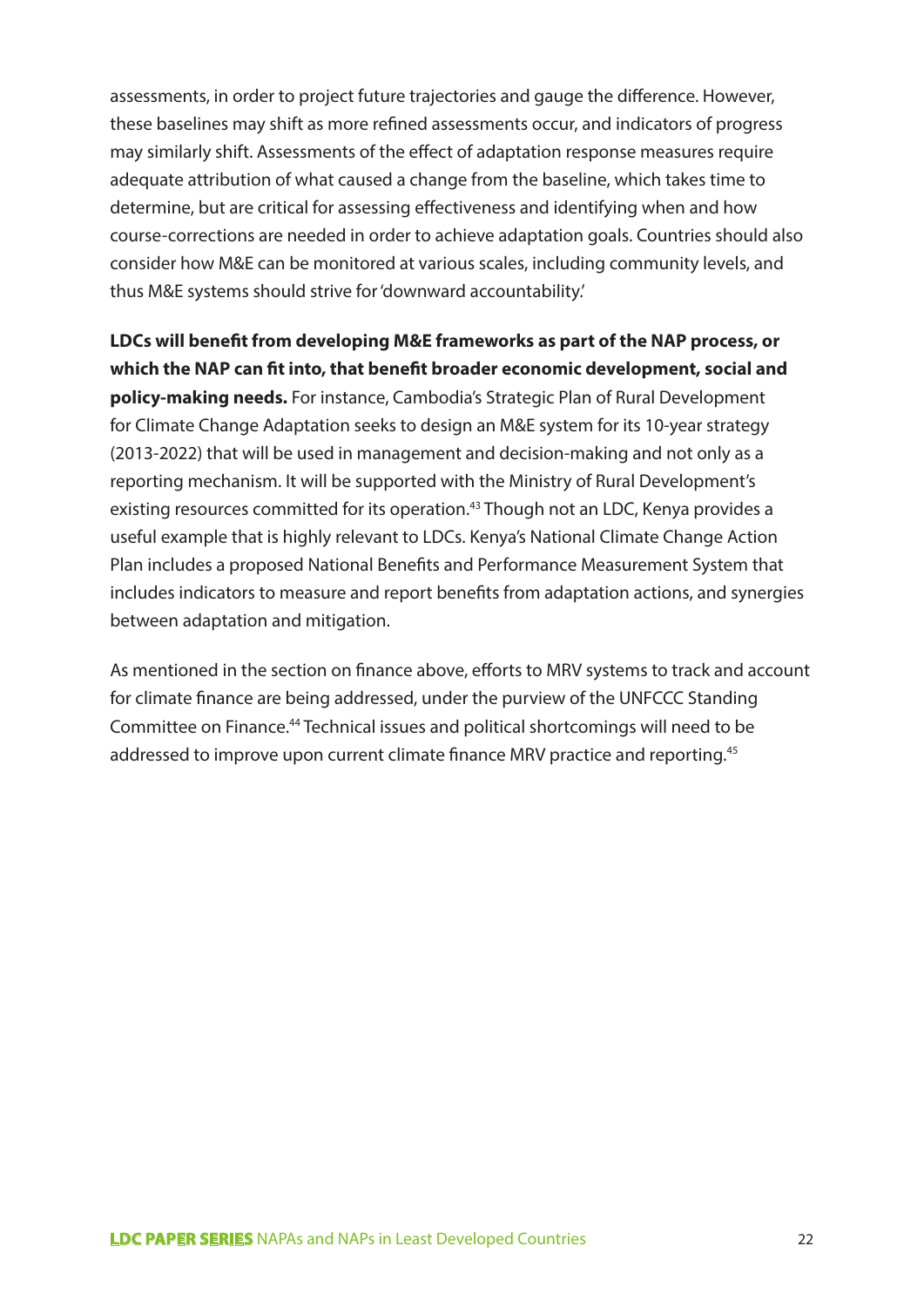assessments, in order to project future trajectories and gauge the difference. However, these baselines may shift as more refined assessments occur, and indicators of progress may similarly shift. Assessments of the effect of adaptation response measures require adequate attribution of what caused a change from the baseline, which takes time to determine, but are critical for assessing effectiveness and identifying when and how course-corrections are needed in order to achieve adaptation goals. Countries should also consider how M&E can be monitored at various scales, including community levels, and thus M&E systems should strive for 'downward accountability.'

**LDCs will benefit from developing M&E frameworks as part of the NAP process, or which the NAP can fit into, that benefit broader economic development, social and policy-making needs.** For instance, Cambodia's Strategic Plan of Rural Development for Climate Change Adaptation seeks to design an M&E system for its 10-year strategy (2013-2022) that will be used in management and decision-making and not only as a reporting mechanism. It will be supported with the Ministry of Rural Development's existing resources committed for its operation.[43] Though not an LDC, Kenya provides a useful example that is highly relevant to LDCs. Kenya's National Climate Change Action Plan includes a proposed National Benefits and Performance Measurement System that includes indicators to measure and report benefits from adaptation actions, and synergies between adaptation and mitigation.

As mentioned in the section on finance above, efforts to MRV systems to track and account for climate finance are being addressed, under the purview of the UNFCCC Standing Committee on Finance.[44] Technical issues and political shortcomings will need to be addressed to improve upon current climate finance MRV practice and reporting.[45]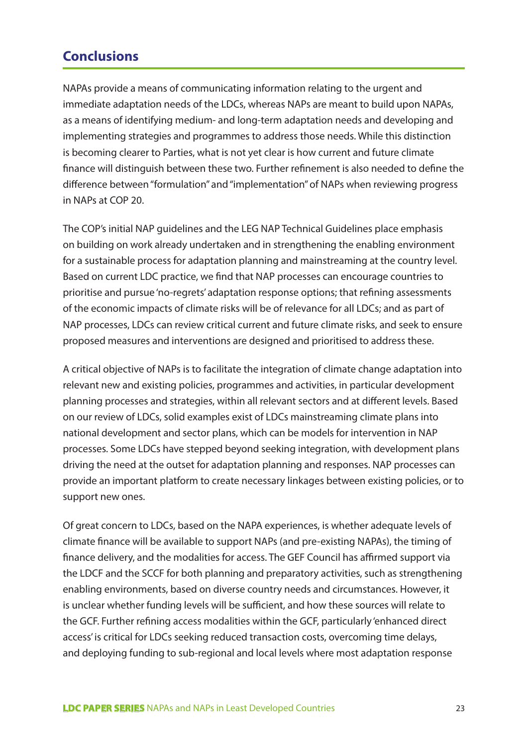## Conclusions

NAPAs provide a means of communicating information relating to the urgent and immediate adaptation needs of the LDCs, whereas NAPs are meant to build upon NAPAs, as a means of identifying medium- and long-term adaptation needs and developing and implementing strategies and programmes to address those needs. While this distinction is becoming clearer to Parties, what is not yet clear is how current and future climate finance will distinguish between these two. Further refinement is also needed to define the difference between "formulation" and "implementation" of NAPs when reviewing progress in NAPs at COP 20.

The COP's initial NAP guidelines and the LEG NAP Technical Guidelines place emphasis on building on work already undertaken and in strengthening the enabling environment for a sustainable process for adaptation planning and mainstreaming at the country level. Based on current LDC practice, we find that NAP processes can encourage countries to prioritise and pursue 'no-regrets' adaptation response options; that refining assessments of the economic impacts of climate risks will be of relevance for all LDCs; and as part of NAP processes, LDCs can review critical current and future climate risks, and seek to ensure proposed measures and interventions are designed and prioritised to address these.

A critical objective of NAPs is to facilitate the integration of climate change adaptation into relevant new and existing policies, programmes and activities, in particular development planning processes and strategies, within all relevant sectors and at different levels. Based on our review of LDCs, solid examples exist of LDCs mainstreaming climate plans into national development and sector plans, which can be models for intervention in NAP processes. Some LDCs have stepped beyond seeking integration, with development plans driving the need at the outset for adaptation planning and responses. NAP processes can provide an important platform to create necessary linkages between existing policies, or to support new ones.

Of great concern to LDCs, based on the NAPA experiences, is whether adequate levels of climate finance will be available to support NAPs (and pre-existing NAPAs), the timing of finance delivery, and the modalities for access. The GEF Council has affirmed support via the LDCF and the SCCF for both planning and preparatory activities, such as strengthening enabling environments, based on diverse country needs and circumstances. However, it is unclear whether funding levels will be sufficient, and how these sources will relate to the GCF. Further refining access modalities within the GCF, particularly 'enhanced direct access' is critical for LDCs seeking reduced transaction costs, overcoming time delays, and deploying funding to sub-regional and local levels where most adaptation response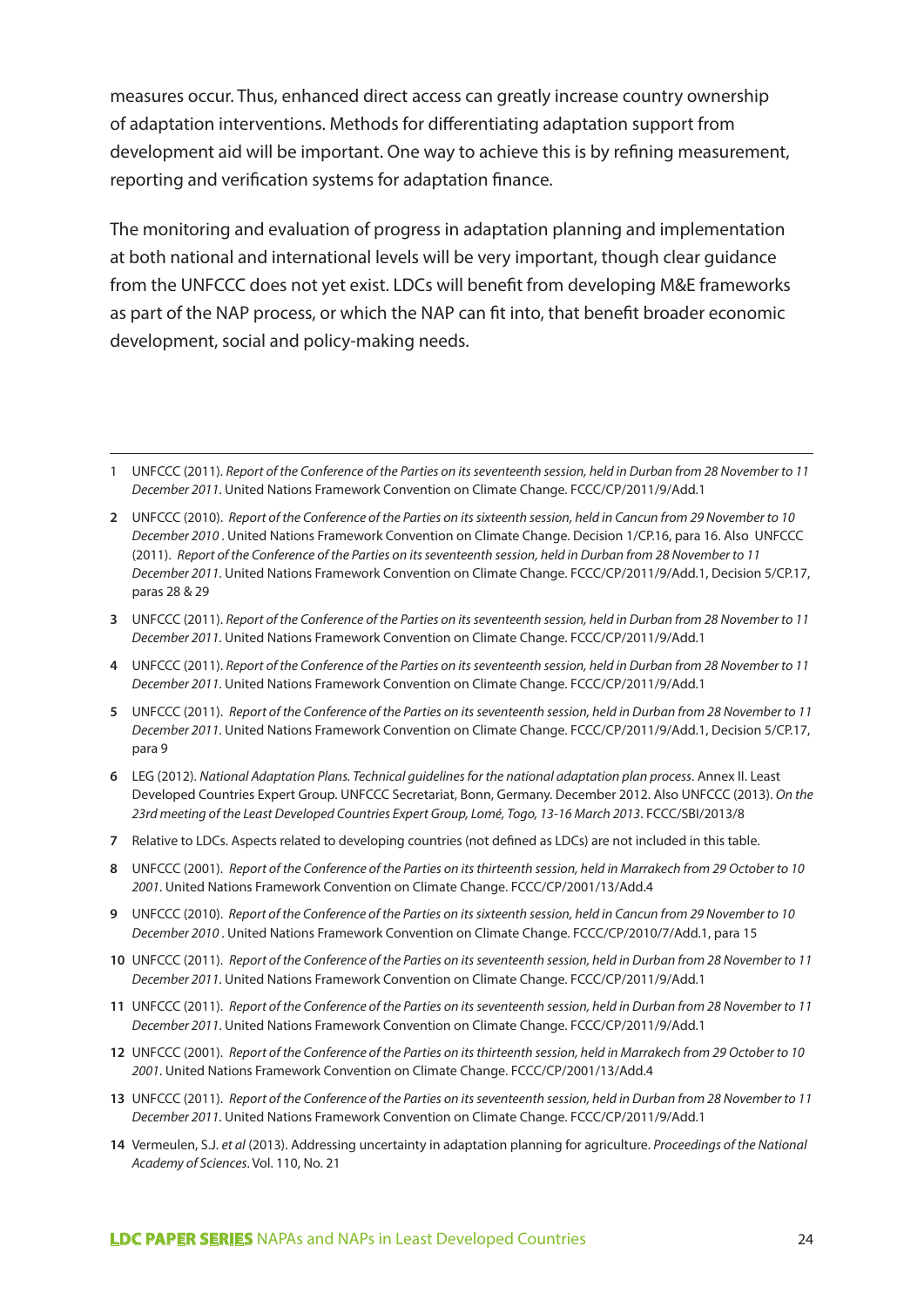measures occur. Thus, enhanced direct access can greatly increase country ownership of adaptation interventions. Methods for differentiating adaptation support from development aid will be important. One way to achieve this is by refining measurement, reporting and verification systems for adaptation finance.

The monitoring and evaluation of progress in adaptation planning and implementation at both national and international levels will be very important, though clear guidance from the UNFCCC does not yet exist. LDCs will benefit from developing M&E frameworks as part of the NAP process, or which the NAP can fit into, that benefit broader economic development, social and policy-making needs.

---

1 UNFCCC (2011). *Report of the Conference of the Parties on its seventeenth session, held in Durban from 28 November to 11 December 2011*. United Nations Framework Convention on Climate Change. FCCC/CP/2011/9/Add.1

2 UNFCCC (2010). *Report of the Conference of the Parties on its sixteenth session, held in Cancun from 29 November to 10 December 2010* . United Nations Framework Convention on Climate Change. Decision 1/CP.16, para 16. Also UNFCCC (2011). *Report of the Conference of the Parties on its seventeenth session, held in Durban from 28 November to 11 December 2011*. United Nations Framework Convention on Climate Change. FCCC/CP/2011/9/Add.1, Decision 5/CP.17, paras 28 & 29

3 UNFCCC (2011). *Report of the Conference of the Parties on its seventeenth session, held in Durban from 28 November to 11 December 2011*. United Nations Framework Convention on Climate Change. FCCC/CP/2011/9/Add.1

4 UNFCCC (2011). *Report of the Conference of the Parties on its seventeenth session, held in Durban from 28 November to 11 December 2011*. United Nations Framework Convention on Climate Change. FCCC/CP/2011/9/Add.1

5 UNFCCC (2011). *Report of the Conference of the Parties on its seventeenth session, held in Durban from 28 November to 11 December 2011*. United Nations Framework Convention on Climate Change. FCCC/CP/2011/9/Add.1, Decision 5/CP.17, para 9

6 LEG (2012). *National Adaptation Plans. Technical guidelines for the national adaptation plan process*. Annex II. Least Developed Countries Expert Group. UNFCCC Secretariat, Bonn, Germany. December 2012. Also UNFCCC (2013). *On the 23rd meeting of the Least Developed Countries Expert Group, Lomé, Togo, 13-16 March 2013*. FCCC/SBI/2013/8

7 Relative to LDCs. Aspects related to developing countries (not defined as LDCs) are not included in this table.

8 UNFCCC (2001). *Report of the Conference of the Parties on its thirteenth session, held in Marrakech from 29 October to 10 2001*. United Nations Framework Convention on Climate Change. FCCC/CP/2001/13/Add.4

9 UNFCCC (2010). *Report of the Conference of the Parties on its sixteenth session, held in Cancun from 29 November to 10 December 2010* . United Nations Framework Convention on Climate Change. FCCC/CP/2010/7/Add.1, para 15

10 UNFCCC (2011). *Report of the Conference of the Parties on its seventeenth session, held in Durban from 28 November to 11 December 2011*. United Nations Framework Convention on Climate Change. FCCC/CP/2011/9/Add.1

11 UNFCCC (2011). *Report of the Conference of the Parties on its seventeenth session, held in Durban from 28 November to 11 December 2011*. United Nations Framework Convention on Climate Change. FCCC/CP/2011/9/Add.1

12 UNFCCC (2001). *Report of the Conference of the Parties on its thirteenth session, held in Marrakech from 29 October to 10 2001*. United Nations Framework Convention on Climate Change. FCCC/CP/2001/13/Add.4

13 UNFCCC (2011). *Report of the Conference of the Parties on its seventeenth session, held in Durban from 28 November to 11 December 2011*. United Nations Framework Convention on Climate Change. FCCC/CP/2011/9/Add.1

14 Vermeulen, S.J. *et al* (2013). Addressing uncertainty in adaptation planning for agriculture. *Proceedings of the National Academy of Sciences*. Vol. 110, No. 21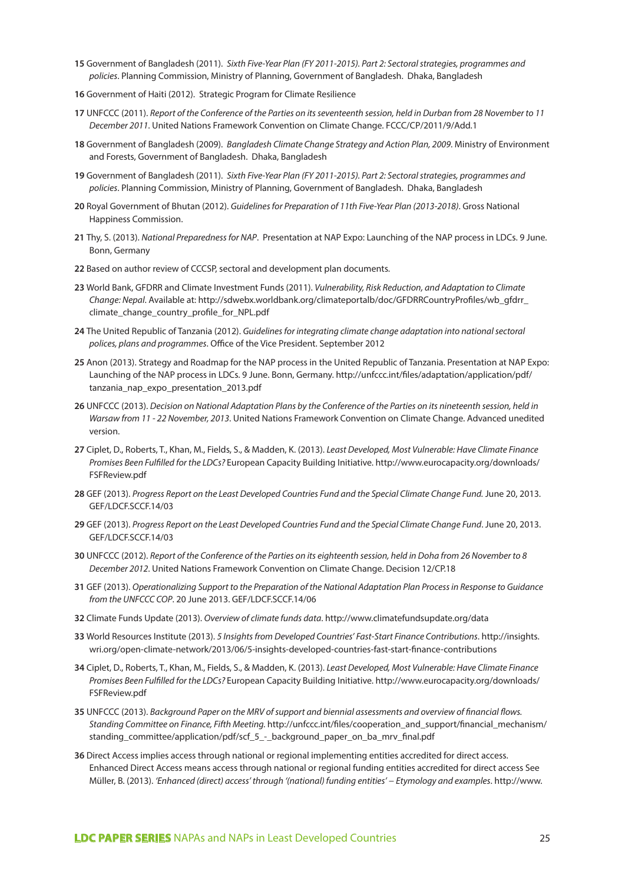**15** Government of Bangladesh (2011). *Sixth Five-Year Plan (FY 2011-2015). Part 2: Sectoral strategies, programmes and policies*. Planning Commission, Ministry of Planning, Government of Bangladesh. Dhaka, Bangladesh

**16** Government of Haiti (2012). Strategic Program for Climate Resilience

**17** UNFCCC (2011). *Report of the Conference of the Parties on its seventeenth session, held in Durban from 28 November to 11 December 2011*. United Nations Framework Convention on Climate Change. FCCC/CP/2011/9/Add.1

**18** Government of Bangladesh (2009). *Bangladesh Climate Change Strategy and Action Plan, 2009*. Ministry of Environment and Forests, Government of Bangladesh. Dhaka, Bangladesh

**19** Government of Bangladesh (2011). *Sixth Five-Year Plan (FY 2011-2015). Part 2: Sectoral strategies, programmes and policies*. Planning Commission, Ministry of Planning, Government of Bangladesh. Dhaka, Bangladesh

**20** Royal Government of Bhutan (2012). *Guidelines for Preparation of 11th Five-Year Plan (2013-2018)*. Gross National Happiness Commission.

**21** Thy, S. (2013). *National Preparedness for NAP*. Presentation at NAP Expo: Launching of the NAP process in LDCs. 9 June. Bonn, Germany

**22** Based on author review of CCCSP, sectoral and development plan documents.

**23** World Bank, GFDRR and Climate Investment Funds (2011). *Vulnerability, Risk Reduction, and Adaptation to Climate Change: Nepal*. Available at: http://sdwebx.worldbank.org/climateportalb/doc/GFDRRCountryProfiles/wb_gfdrr_climate_change_country_profile_for_NPL.pdf

**24** The United Republic of Tanzania (2012). *Guidelines for integrating climate change adaptation into national sectoral polices, plans and programmes*. Office of the Vice President. September 2012

**25** Anon (2013). Strategy and Roadmap for the NAP process in the United Republic of Tanzania. Presentation at NAP Expo: Launching of the NAP process in LDCs. 9 June. Bonn, Germany. http://unfccc.int/files/adaptation/application/pdf/tanzania_nap_expo_presentation_2013.pdf

**26** UNFCCC (2013). *Decision on National Adaptation Plans by the Conference of the Parties on its nineteenth session, held in Warsaw from 11 - 22 November, 2013*. United Nations Framework Convention on Climate Change. Advanced unedited version.

**27** Ciplet, D., Roberts, T., Khan, M., Fields, S., & Madden, K. (2013). *Least Developed, Most Vulnerable: Have Climate Finance Promises Been Fulfilled for the LDCs?* European Capacity Building Initiative. http://www.eurocapacity.org/downloads/FSFReview.pdf

**28** GEF (2013). *Progress Report on the Least Developed Countries Fund and the Special Climate Change Fund.* June 20, 2013. GEF/LDCF.SCCF.14/03

**29** GEF (2013). *Progress Report on the Least Developed Countries Fund and the Special Climate Change Fund*. June 20, 2013. GEF/LDCF.SCCF.14/03

**30** UNFCCC (2012). *Report of the Conference of the Parties on its eighteenth session, held in Doha from 26 November to 8 December 2012*. United Nations Framework Convention on Climate Change. Decision 12/CP.18

**31** GEF (2013). *Operationalizing Support to the Preparation of the National Adaptation Plan Process in Response to Guidance from the UNFCCC COP*. 20 June 2013. GEF/LDCF.SCCF.14/06

**32** Climate Funds Update (2013). *Overview of climate funds data*. http://www.climatefundsupdate.org/data

**33** World Resources Institute (2013). *5 Insights from Developed Countries' Fast-Start Finance Contributions*. http://insights.wri.org/open-climate-network/2013/06/5-insights-developed-countries-fast-start-finance-contributions

**34** Ciplet, D., Roberts, T., Khan, M., Fields, S., & Madden, K. (2013). *Least Developed, Most Vulnerable: Have Climate Finance Promises Been Fulfilled for the LDCs?* European Capacity Building Initiative. http://www.eurocapacity.org/downloads/FSFReview.pdf

**35** UNFCCC (2013). *Background Paper on the MRV of support and biennial assessments and overview of financial flows. Standing Committee on Finance, Fifth Meeting.* http://unfccc.int/files/cooperation_and_support/financial_mechanism/standing_committee/application/pdf/scf_5_-_background_paper_on_ba_mrv_final.pdf

**36** Direct Access implies access through national or regional implementing entities accredited for direct access. Enhanced Direct Access means access through national or regional funding entities accredited for direct access See Müller, B. (2013). *'Enhanced (direct) access' through '(national) funding entities' – Etymology and examples*. http://www.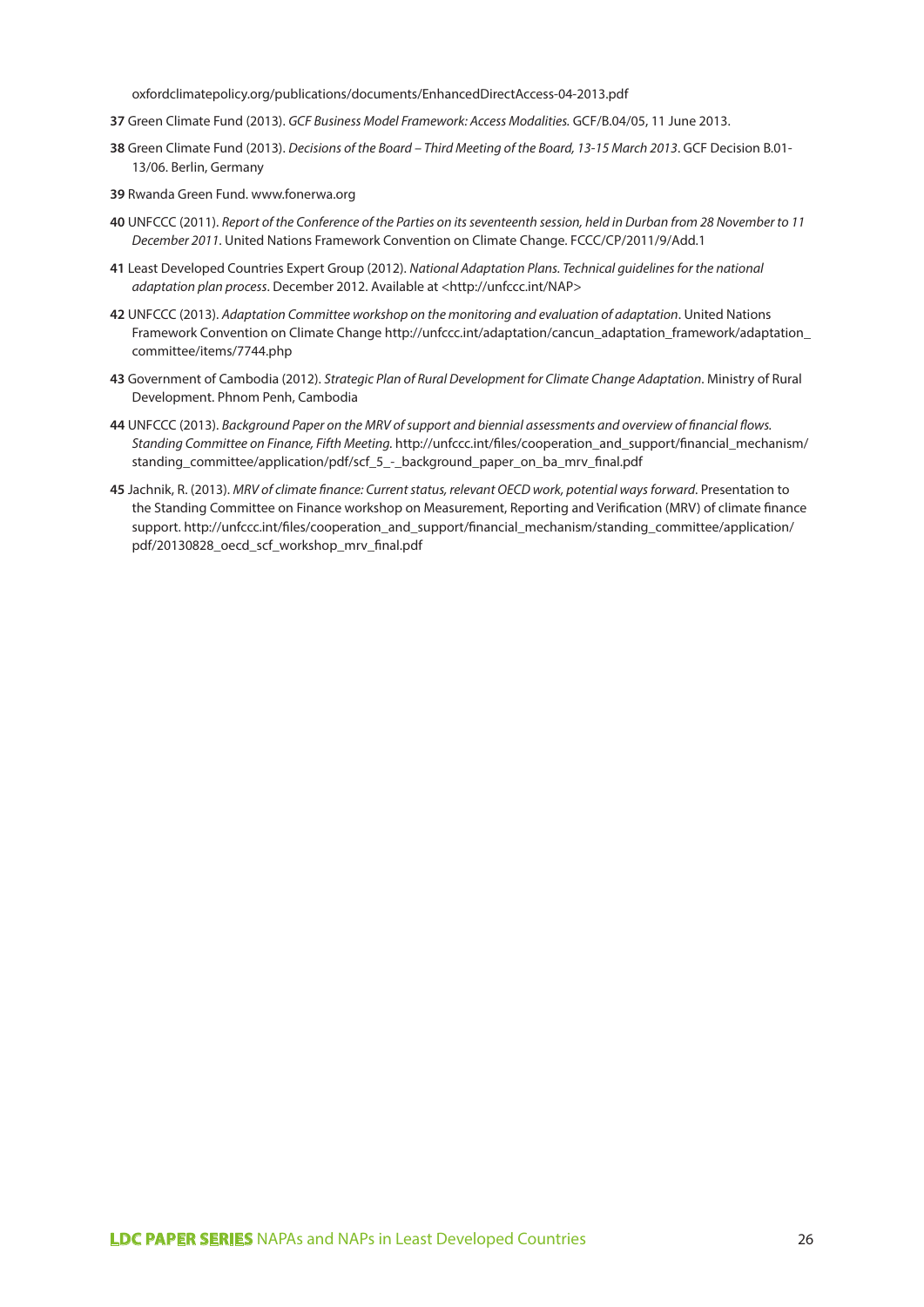oxfordclimatepolicy.org/publications/documents/EnhancedDirectAccess-04-2013.pdf

**37** Green Climate Fund (2013). *GCF Business Model Framework: Access Modalities.* GCF/B.04/05, 11 June 2013.

**38** Green Climate Fund (2013). *Decisions of the Board – Third Meeting of the Board, 13-15 March 2013*. GCF Decision B.01-13/06. Berlin, Germany

**39** Rwanda Green Fund. www.fonerwa.org

**40** UNFCCC (2011). *Report of the Conference of the Parties on its seventeenth session, held in Durban from 28 November to 11 December 2011*. United Nations Framework Convention on Climate Change. FCCC/CP/2011/9/Add.1

**41** Least Developed Countries Expert Group (2012). *National Adaptation Plans. Technical guidelines for the national adaptation plan process*. December 2012. Available at <http://unfccc.int/NAP>

**42** UNFCCC (2013). *Adaptation Committee workshop on the monitoring and evaluation of adaptation*. United Nations Framework Convention on Climate Change http://unfccc.int/adaptation/cancun_adaptation_framework/adaptation_committee/items/7744.php

**43** Government of Cambodia (2012). *Strategic Plan of Rural Development for Climate Change Adaptation*. Ministry of Rural Development. Phnom Penh, Cambodia

**44** UNFCCC (2013). *Background Paper on the MRV of support and biennial assessments and overview of financial flows. Standing Committee on Finance, Fifth Meeting.* http://unfccc.int/files/cooperation_and_support/financial_mechanism/standing_committee/application/pdf/scf_5_-_background_paper_on_ba_mrv_final.pdf

**45** Jachnik, R. (2013). *MRV of climate finance: Current status, relevant OECD work, potential ways forward*. Presentation to the Standing Committee on Finance workshop on Measurement, Reporting and Verification (MRV) of climate finance support. http://unfccc.int/files/cooperation_and_support/financial_mechanism/standing_committee/application/pdf/20130828_oecd_scf_workshop_mrv_final.pdf